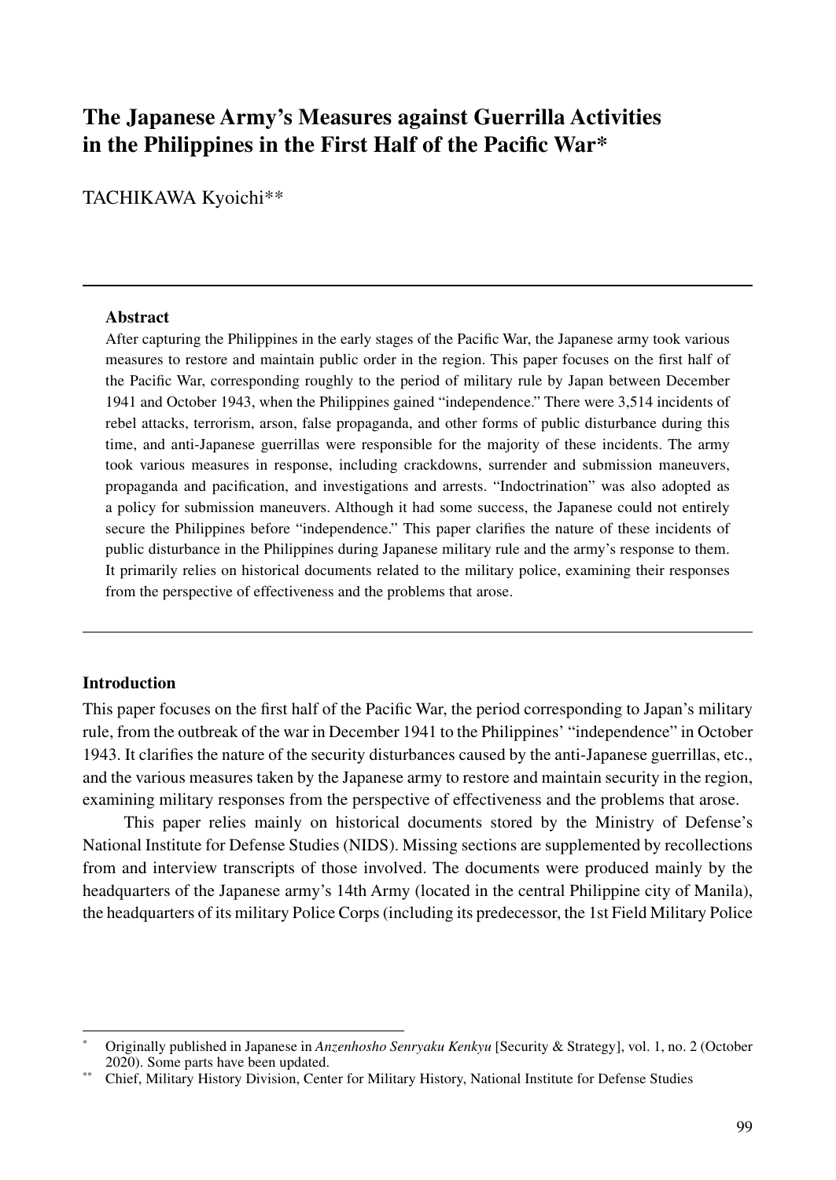# The Japanese Army's Measures against Guerrilla Activities in the Philippines in the First Half of the Pacific War*

TACHIKAWA Kyoichi**

---

**Abstract**

After capturing the Philippines in the early stages of the Pacific War, the Japanese army took various measures to restore and maintain public order in the region. This paper focuses on the first half of the Pacific War, corresponding roughly to the period of military rule by Japan between December 1941 and October 1943, when the Philippines gained "independence." There were 3,514 incidents of rebel attacks, terrorism, arson, false propaganda, and other forms of public disturbance during this time, and anti-Japanese guerrillas were responsible for the majority of these incidents. The army took various measures in response, including crackdowns, surrender and submission maneuvers, propaganda and pacification, and investigations and arrests. "Indoctrination" was also adopted as a policy for submission maneuvers. Although it had some success, the Japanese could not entirely secure the Philippines before "independence." This paper clarifies the nature of these incidents of public disturbance in the Philippines during Japanese military rule and the army's response to them. It primarily relies on historical documents related to the military police, examining their responses from the perspective of effectiveness and the problems that arose.

---

## Introduction

This paper focuses on the first half of the Pacific War, the period corresponding to Japan's military rule, from the outbreak of the war in December 1941 to the Philippines' "independence" in October 1943. It clarifies the nature of the security disturbances caused by the anti-Japanese guerrillas, etc., and the various measures taken by the Japanese army to restore and maintain security in the region, examining military responses from the perspective of effectiveness and the problems that arose.

This paper relies mainly on historical documents stored by the Ministry of Defense's National Institute for Defense Studies (NIDS). Missing sections are supplemented by recollections from and interview transcripts of those involved. The documents were produced mainly by the headquarters of the Japanese army's 14th Army (located in the central Philippine city of Manila), the headquarters of its military Police Corps (including its predecessor, the 1st Field Military Police

---

\* Originally published in Japanese in *Anzenhosho Senryaku Kenkyu* [Security & Strategy], vol. 1, no. 2 (October 2020). Some parts have been updated.

\** Chief, Military History Division, Center for Military History, National Institute for Defense Studies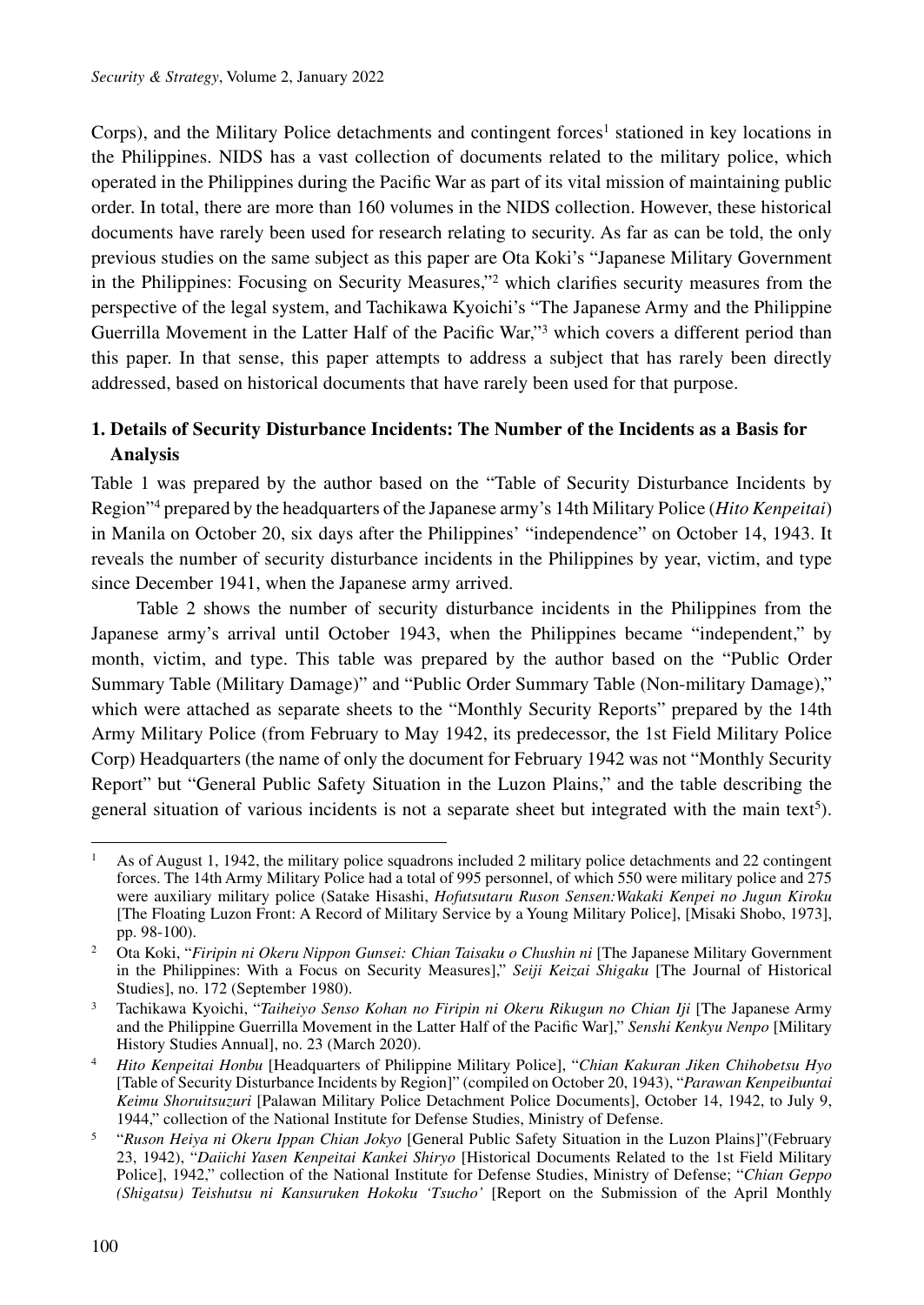Corps), and the Military Police detachments and contingent forces[1] stationed in key locations in the Philippines. NIDS has a vast collection of documents related to the military police, which operated in the Philippines during the Pacific War as part of its vital mission of maintaining public order. In total, there are more than 160 volumes in the NIDS collection. However, these historical documents have rarely been used for research relating to security. As far as can be told, the only previous studies on the same subject as this paper are Ota Koki's "Japanese Military Government in the Philippines: Focusing on Security Measures,"[2] which clarifies security measures from the perspective of the legal system, and Tachikawa Kyoichi's "The Japanese Army and the Philippine Guerrilla Movement in the Latter Half of the Pacific War,"[3] which covers a different period than this paper. In that sense, this paper attempts to address a subject that has rarely been directly addressed, based on historical documents that have rarely been used for that purpose.

## 1. Details of Security Disturbance Incidents: The Number of the Incidents as a Basis for Analysis

Table 1 was prepared by the author based on the "Table of Security Disturbance Incidents by Region"[4] prepared by the headquarters of the Japanese army's 14th Military Police (*Hito Kenpeitai*) in Manila on October 20, six days after the Philippines' "independence" on October 14, 1943. It reveals the number of security disturbance incidents in the Philippines by year, victim, and type since December 1941, when the Japanese army arrived.

Table 2 shows the number of security disturbance incidents in the Philippines from the Japanese army's arrival until October 1943, when the Philippines became "independent," by month, victim, and type. This table was prepared by the author based on the "Public Order Summary Table (Military Damage)" and "Public Order Summary Table (Non-military Damage)," which were attached as separate sheets to the "Monthly Security Reports" prepared by the 14th Army Military Police (from February to May 1942, its predecessor, the 1st Field Military Police Corp) Headquarters (the name of only the document for February 1942 was not "Monthly Security Report" but "General Public Safety Situation in the Luzon Plains," and the table describing the general situation of various incidents is not a separate sheet but integrated with the main text[5]).

---

[1] As of August 1, 1942, the military police squadrons included 2 military police detachments and 22 contingent forces. The 14th Army Military Police had a total of 995 personnel, of which 550 were military police and 275 were auxiliary military police (Satake Hisashi, *Hofutsutaru Ruson Sensen:Wakaki Kenpei no Jugun Kiroku* [The Floating Luzon Front: A Record of Military Service by a Young Military Police], [Misaki Shobo, 1973], pp. 98-100).

[2] Ota Koki, "*Firipin ni Okeru Nippon Gunsei: Chian Taisaku o Chushin ni* [The Japanese Military Government in the Philippines: With a Focus on Security Measures]," *Seiji Keizai Shigaku* [The Journal of Historical Studies], no. 172 (September 1980).

[3] Tachikawa Kyoichi, "*Taiheiyo Senso Kohan no Firipin ni Okeru Rikugun no Chian Iji* [The Japanese Army and the Philippine Guerrilla Movement in the Latter Half of the Pacific War]," *Senshi Kenkyu Nenpo* [Military History Studies Annual], no. 23 (March 2020).

[4] *Hito Kenpeitai Honbu* [Headquarters of Philippine Military Police], "*Chian Kakuran Jiken Chihobetsu Hyo* [Table of Security Disturbance Incidents by Region]" (compiled on October 20, 1943), "*Parawan Kenpeibuntai Keimu Shoruitsuzuri* [Palawan Military Police Detachment Police Documents], October 14, 1942, to July 9, 1944," collection of the National Institute for Defense Studies, Ministry of Defense.

[5] "*Ruson Heiya ni Okeru Ippan Chian Jokyo* [General Public Safety Situation in the Luzon Plains]"(February 23, 1942), "*Daiichi Yasen Kenpeitai Kankei Shiryo* [Historical Documents Related to the 1st Field Military Police], 1942," collection of the National Institute for Defense Studies, Ministry of Defense; "*Chian Geppo (Shigatsu) Teishutsu ni Kansuruken Hokoku 'Tsucho'* [Report on the Submission of the April Monthly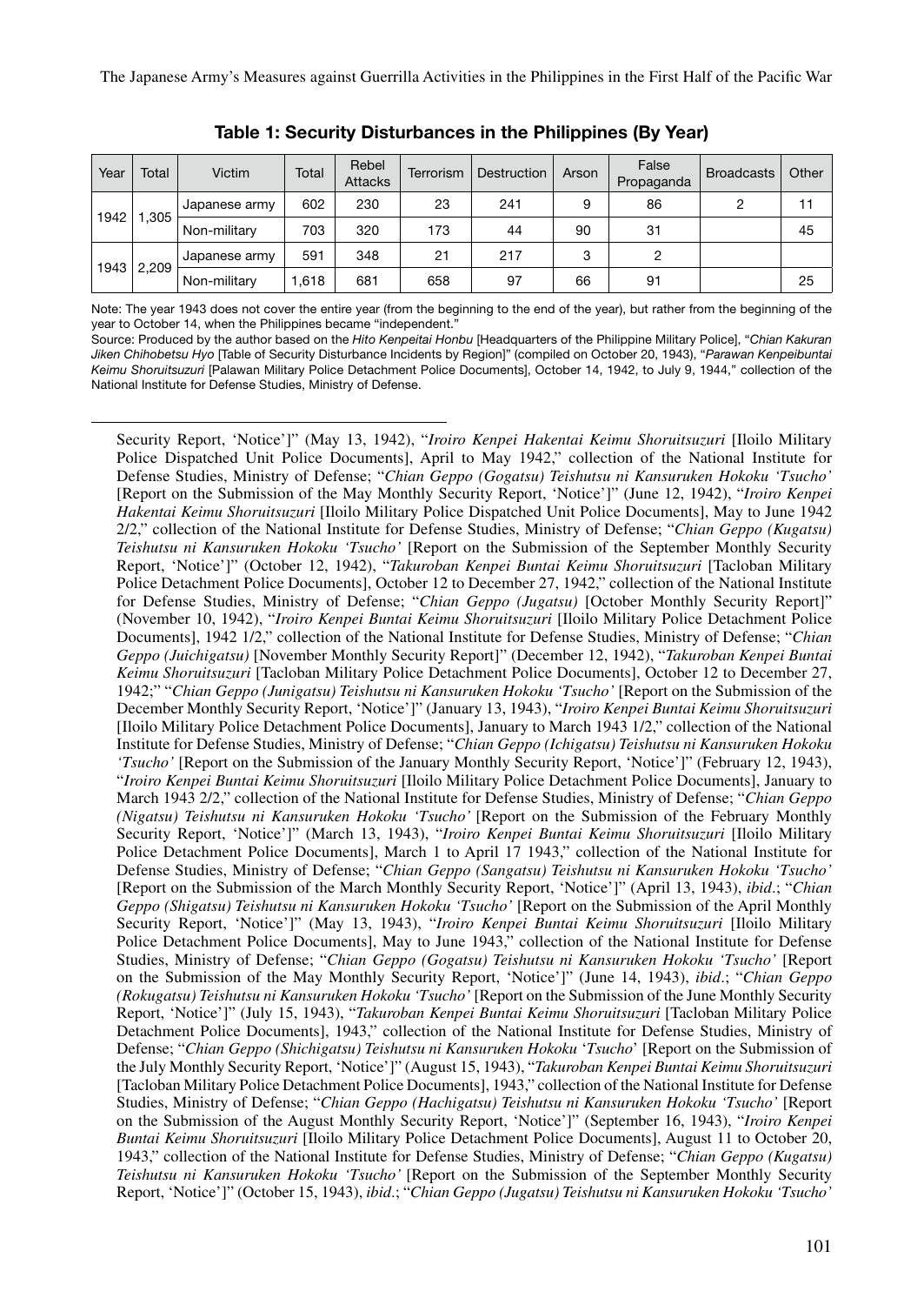**Table 1: Security Disturbances in the Philippines (By Year)**

| Year | Total | Victim | Total | Rebel Attacks | Terrorism | Destruction | Arson | False Propaganda | Broadcasts | Other |
|---|---|---|---|---|---|---|---|---|---|---|
| 1942 | 1,305 | Japanese army | 602 | 230 | 23 | 241 | 9 | 86 | 2 | 11 |
| | | Non-military | 703 | 320 | 173 | 44 | 90 | 31 | | 45 |
| 1943 | 2,209 | Japanese army | 591 | 348 | 21 | 217 | 3 | 2 | | |
| | | Non-military | 1,618 | 681 | 658 | 97 | 66 | 91 | | 25 |

Note: The year 1943 does not cover the entire year (from the beginning to the end of the year), but rather from the beginning of the year to October 14, when the Philippines became "independent."

Source: Produced by the author based on the *Hito Kenpeitai Honbu* [Headquarters of the Philippine Military Police], "*Chian Kakuran Jiken Chihobetsu Hyo* [Table of Security Disturbance Incidents by Region]" (compiled on October 20, 1943), "*Parawan Kenpeibuntai Keimu Shoruitsuzuri* [Palawan Military Police Detachment Police Documents], October 14, 1942, to July 9, 1944," collection of the National Institute for Defense Studies, Ministry of Defense.

---

Security Report, 'Notice']" (May 13, 1942), "*Iroiro Kenpei Hakentai Keimu Shoruitsuzuri* [Iloilo Military Police Dispatched Unit Police Documents], April to May 1942," collection of the National Institute for Defense Studies, Ministry of Defense; "*Chian Geppo (Gogatsu) Teishutsu ni Kansuruken Hokoku 'Tsucho'* [Report on the Submission of the May Monthly Security Report, 'Notice']" (June 12, 1942), "*Iroiro Kenpei Hakentai Keimu Shoruitsuzuri* [Iloilo Military Police Dispatched Unit Police Documents], May to June 1942 2/2," collection of the National Institute for Defense Studies, Ministry of Defense; "*Chian Geppo (Kugatsu) Teishutsu ni Kansuruken Hokoku 'Tsucho'* [Report on the Submission of the September Monthly Security Report, 'Notice']" (October 12, 1942), "*Takuroban Kenpei Buntai Keimu Shoruitsuzuri* [Tacloban Military Police Detachment Police Documents], October 12 to December 27, 1942," collection of the National Institute for Defense Studies, Ministry of Defense; "*Chian Geppo (Jugatsu)* [October Monthly Security Report]" (November 10, 1942), "*Iroiro Kenpei Buntai Keimu Shoruitsuzuri* [Iloilo Military Police Detachment Police Documents], 1942 1/2," collection of the National Institute for Defense Studies, Ministry of Defense; "*Chian Geppo (Juichigatsu)* [November Monthly Security Report]" (December 12, 1942), "*Takuroban Kenpei Buntai Keimu Shoruitsuzuri* [Tacloban Military Police Detachment Police Documents], October 12 to December 27, 1942;" "*Chian Geppo (Junigatsu) Teishutsu ni Kansuruken Hokoku 'Tsucho'* [Report on the Submission of the December Monthly Security Report, 'Notice']" (January 13, 1943), "*Iroiro Kenpei Buntai Keimu Shoruitsuzuri* [Iloilo Military Police Detachment Police Documents], January to March 1943 1/2," collection of the National Institute for Defense Studies, Ministry of Defense; "*Chian Geppo (Ichigatsu) Teishutsu ni Kansuruken Hokoku 'Tsucho'* [Report on the Submission of the January Monthly Security Report, 'Notice']" (February 12, 1943), "*Iroiro Kenpei Buntai Keimu Shoruitsuzuri* [Iloilo Military Police Detachment Police Documents], January to March 1943 2/2," collection of the National Institute for Defense Studies, Ministry of Defense; "*Chian Geppo (Nigatsu) Teishutsu ni Kansuruken Hokoku 'Tsucho'* [Report on the Submission of the February Monthly Security Report, 'Notice']" (March 13, 1943), "*Iroiro Kenpei Buntai Keimu Shoruitsuzuri* [Iloilo Military Police Detachment Police Documents], March 1 to April 17 1943," collection of the National Institute for Defense Studies, Ministry of Defense; "*Chian Geppo (Sangatsu) Teishutsu ni Kansuruken Hokoku 'Tsucho'* [Report on the Submission of the March Monthly Security Report, 'Notice']" (April 13, 1943), *ibid*.; "*Chian Geppo (Shigatsu) Teishutsu ni Kansuruken Hokoku 'Tsucho'* [Report on the Submission of the April Monthly Security Report, 'Notice']" (May 13, 1943), "*Iroiro Kenpei Buntai Keimu Shoruitsuzuri* [Iloilo Military Police Detachment Police Documents], May to June 1943," collection of the National Institute for Defense Studies, Ministry of Defense; "*Chian Geppo (Gogatsu) Teishutsu ni Kansuruken Hokoku 'Tsucho'* [Report on the Submission of the May Monthly Security Report, 'Notice']" (June 14, 1943), *ibid*.; "*Chian Geppo (Rokugatsu) Teishutsu ni Kansuruken Hokoku 'Tsucho'* [Report on the Submission of the June Monthly Security Report, 'Notice']" (July 15, 1943), "*Takuroban Kenpei Buntai Keimu Shoruitsuzuri* [Tacloban Military Police Detachment Police Documents], 1943," collection of the National Institute for Defense Studies, Ministry of Defense; "*Chian Geppo (Shichigatsu) Teishutsu ni Kansuruken Hokoku 'Tsucho'* [Report on the Submission of the July Monthly Security Report, 'Notice']" (August 15, 1943), "*Takuroban Kenpei Buntai Keimu Shoruitsuzuri* [Tacloban Military Police Detachment Police Documents], 1943," collection of the National Institute for Defense Studies, Ministry of Defense; "*Chian Geppo (Hachigatsu) Teishutsu ni Kansuruken Hokoku 'Tsucho'* [Report on the Submission of the August Monthly Security Report, 'Notice']" (September 16, 1943), "*Iroiro Kenpei Buntai Keimu Shoruitsuzuri* [Iloilo Military Police Detachment Police Documents], August 11 to October 20, 1943," collection of the National Institute for Defense Studies, Ministry of Defense; "*Chian Geppo (Kugatsu) Teishutsu ni Kansuruken Hokoku 'Tsucho'* [Report on the Submission of the September Monthly Security Report, 'Notice']" (October 15, 1943), *ibid*.; "*Chian Geppo (Jugatsu) Teishutsu ni Kansuruken Hokoku 'Tsucho'*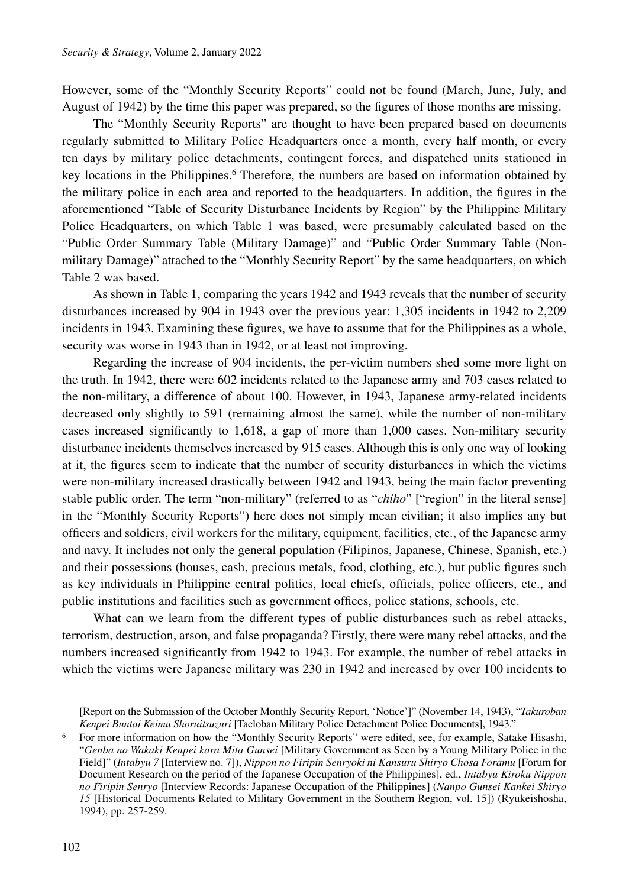However, some of the "Monthly Security Reports" could not be found (March, June, July, and August of 1942) by the time this paper was prepared, so the figures of those months are missing.

The "Monthly Security Reports" are thought to have been prepared based on documents regularly submitted to Military Police Headquarters once a month, every half month, or every ten days by military police detachments, contingent forces, and dispatched units stationed in key locations in the Philippines.[6] Therefore, the numbers are based on information obtained by the military police in each area and reported to the headquarters. In addition, the figures in the aforementioned "Table of Security Disturbance Incidents by Region" by the Philippine Military Police Headquarters, on which Table 1 was based, were presumably calculated based on the "Public Order Summary Table (Military Damage)" and "Public Order Summary Table (Non-military Damage)" attached to the "Monthly Security Report" by the same headquarters, on which Table 2 was based.

As shown in Table 1, comparing the years 1942 and 1943 reveals that the number of security disturbances increased by 904 in 1943 over the previous year: 1,305 incidents in 1942 to 2,209 incidents in 1943. Examining these figures, we have to assume that for the Philippines as a whole, security was worse in 1943 than in 1942, or at least not improving.

Regarding the increase of 904 incidents, the per-victim numbers shed some more light on the truth. In 1942, there were 602 incidents related to the Japanese army and 703 cases related to the non-military, a difference of about 100. However, in 1943, Japanese army-related incidents decreased only slightly to 591 (remaining almost the same), while the number of non-military cases increased significantly to 1,618, a gap of more than 1,000 cases. Non-military security disturbance incidents themselves increased by 915 cases. Although this is only one way of looking at it, the figures seem to indicate that the number of security disturbances in which the victims were non-military increased drastically between 1942 and 1943, being the main factor preventing stable public order. The term "non-military" (referred to as "*chiho*" ["region" in the literal sense] in the "Monthly Security Reports") here does not simply mean civilian; it also implies any but officers and soldiers, civil workers for the military, equipment, facilities, etc., of the Japanese army and navy. It includes not only the general population (Filipinos, Japanese, Chinese, Spanish, etc.) and their possessions (houses, cash, precious metals, food, clothing, etc.), but public figures such as key individuals in Philippine central politics, local chiefs, officials, police officers, etc., and public institutions and facilities such as government offices, police stations, schools, etc.

What can we learn from the different types of public disturbances such as rebel attacks, terrorism, destruction, arson, and false propaganda? Firstly, there were many rebel attacks, and the numbers increased significantly from 1942 to 1943. For example, the number of rebel attacks in which the victims were Japanese military was 230 in 1942 and increased by over 100 incidents to

---

[Report on the Submission of the October Monthly Security Report, 'Notice']" (November 14, 1943), "*Takuroban Kenpei Buntai Keimu Shoruitsuzuri* [Tacloban Military Police Detachment Police Documents], 1943."

[6] For more information on how the "Monthly Security Reports" were edited, see, for example, Satake Hisashi, "*Genba no Wakaki Kenpei kara Mita Gunsei* [Military Government as Seen by a Young Military Police in the Field]" (*Intabyu 7* [Interview no. 7]), *Nippon no Firipin Senryoki ni Kansuru Shiryo Chosa Foramu* [Forum for Document Research on the period of the Japanese Occupation of the Philippines], ed., *Intabyu Kiroku Nippon no Firipin Senryo* [Interview Records: Japanese Occupation of the Philippines] (*Nanpo Gunsei Kankei Shiryo 15* [Historical Documents Related to Military Government in the Southern Region, vol. 15]) (Ryukeishosha, 1994), pp. 257-259.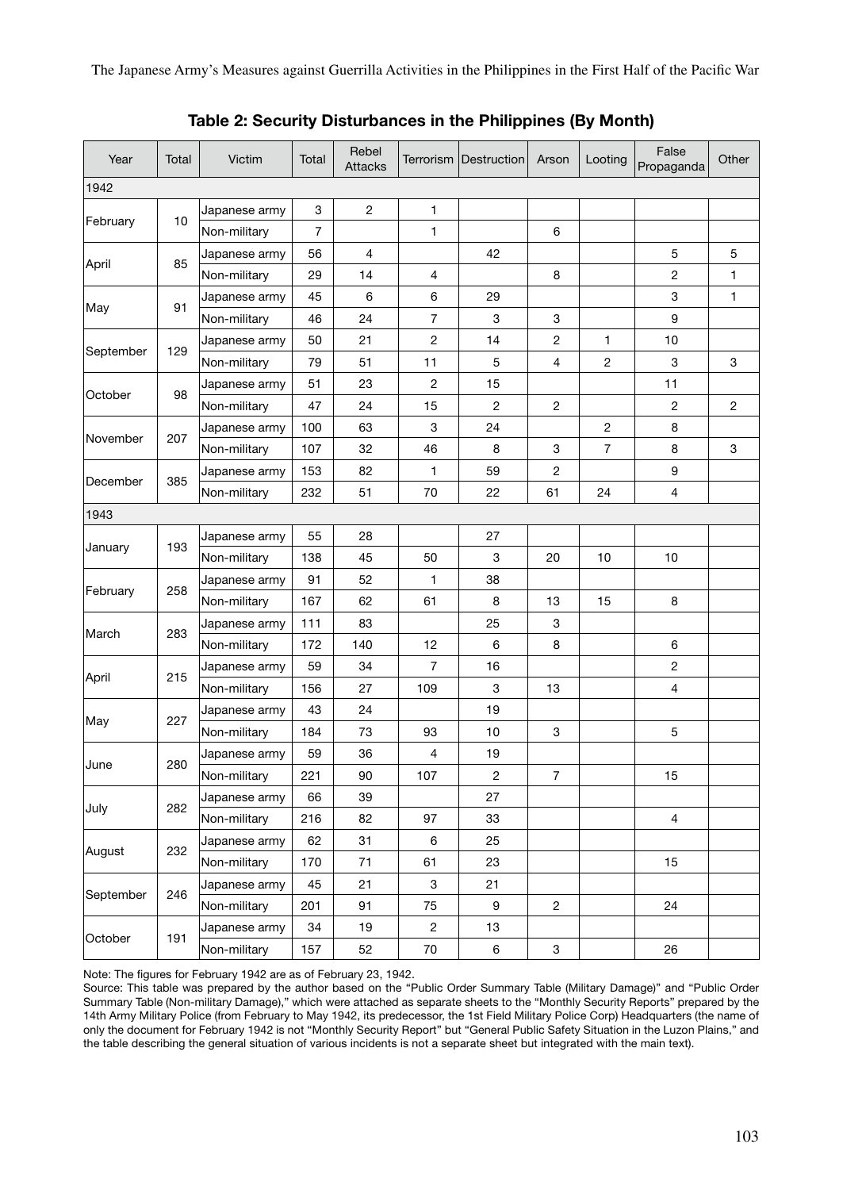## Table 2: Security Disturbances in the Philippines (By Month)

| Year | Total | Victim | Total | Rebel Attacks | Terrorism | Destruction | Arson | Looting | False Propaganda | Other |
|---|---|---|---|---|---|---|---|---|---|---|
| 1942 | | | | | | | | | | |
| February | 10 | Japanese army | 3 | 2 | 1 | | | | | |
| | | Non-military | 7 | | 1 | | 6 | | | |
| April | 85 | Japanese army | 56 | 4 | | 42 | | | 5 | 5 |
| | | Non-military | 29 | 14 | 4 | | 8 | | 2 | 1 |
| May | 91 | Japanese army | 45 | 6 | 6 | 29 | | | 3 | 1 |
| | | Non-military | 46 | 24 | 7 | 3 | 3 | | 9 | |
| September | 129 | Japanese army | 50 | 21 | 2 | 14 | 2 | 1 | 10 | |
| | | Non-military | 79 | 51 | 11 | 5 | 4 | 2 | 3 | 3 |
| October | 98 | Japanese army | 51 | 23 | 2 | 15 | | | 11 | |
| | | Non-military | 47 | 24 | 15 | 2 | 2 | | 2 | 2 |
| November | 207 | Japanese army | 100 | 63 | 3 | 24 | | 2 | 8 | |
| | | Non-military | 107 | 32 | 46 | 8 | 3 | 7 | 8 | 3 |
| December | 385 | Japanese army | 153 | 82 | 1 | 59 | 2 | | 9 | |
| | | Non-military | 232 | 51 | 70 | 22 | 61 | 24 | 4 | |
| 1943 | | | | | | | | | | |
| January | 193 | Japanese army | 55 | 28 | | 27 | | | | |
| | | Non-military | 138 | 45 | 50 | 3 | 20 | 10 | 10 | |
| February | 258 | Japanese army | 91 | 52 | 1 | 38 | | | | |
| | | Non-military | 167 | 62 | 61 | 8 | 13 | 15 | 8 | |
| March | 283 | Japanese army | 111 | 83 | | 25 | 3 | | | |
| | | Non-military | 172 | 140 | 12 | 6 | 8 | | 6 | |
| April | 215 | Japanese army | 59 | 34 | 7 | 16 | | | 2 | |
| | | Non-military | 156 | 27 | 109 | 3 | 13 | | 4 | |
| May | 227 | Japanese army | 43 | 24 | | 19 | | | | |
| | | Non-military | 184 | 73 | 93 | 10 | 3 | | 5 | |
| June | 280 | Japanese army | 59 | 36 | 4 | 19 | | | | |
| | | Non-military | 221 | 90 | 107 | 2 | 7 | | 15 | |
| July | 282 | Japanese army | 66 | 39 | | 27 | | | | |
| | | Non-military | 216 | 82 | 97 | 33 | | | 4 | |
| August | 232 | Japanese army | 62 | 31 | 6 | 25 | | | | |
| | | Non-military | 170 | 71 | 61 | 23 | | | 15 | |
| September | 246 | Japanese army | 45 | 21 | 3 | 21 | | | | |
| | | Non-military | 201 | 91 | 75 | 9 | 2 | | 24 | |
| October | 191 | Japanese army | 34 | 19 | 2 | 13 | | | | |
| | | Non-military | 157 | 52 | 70 | 6 | 3 | | 26 | |

Note: The figures for February 1942 are as of February 23, 1942.

Source: This table was prepared by the author based on the "Public Order Summary Table (Military Damage)" and "Public Order Summary Table (Non-military Damage)," which were attached as separate sheets to the "Monthly Security Reports" prepared by the 14th Army Military Police (from February to May 1942, its predecessor, the 1st Field Military Police Corp) Headquarters (the name of only the document for February 1942 is not "Monthly Security Report" but "General Public Safety Situation in the Luzon Plains," and the table describing the general situation of various incidents is not a separate sheet but integrated with the main text).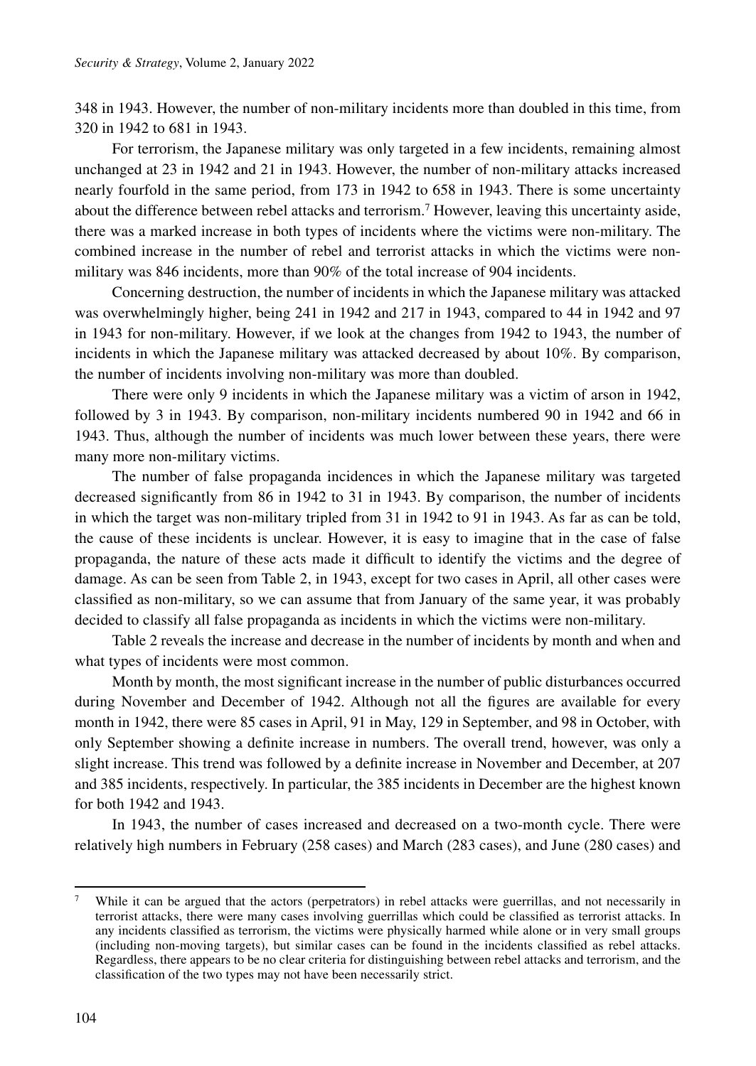348 in 1943. However, the number of non-military incidents more than doubled in this time, from 320 in 1942 to 681 in 1943.

For terrorism, the Japanese military was only targeted in a few incidents, remaining almost unchanged at 23 in 1942 and 21 in 1943. However, the number of non-military attacks increased nearly fourfold in the same period, from 173 in 1942 to 658 in 1943. There is some uncertainty about the difference between rebel attacks and terrorism.[7] However, leaving this uncertainty aside, there was a marked increase in both types of incidents where the victims were non-military. The combined increase in the number of rebel and terrorist attacks in which the victims were non-military was 846 incidents, more than 90% of the total increase of 904 incidents.

Concerning destruction, the number of incidents in which the Japanese military was attacked was overwhelmingly higher, being 241 in 1942 and 217 in 1943, compared to 44 in 1942 and 97 in 1943 for non-military. However, if we look at the changes from 1942 to 1943, the number of incidents in which the Japanese military was attacked decreased by about 10%. By comparison, the number of incidents involving non-military was more than doubled.

There were only 9 incidents in which the Japanese military was a victim of arson in 1942, followed by 3 in 1943. By comparison, non-military incidents numbered 90 in 1942 and 66 in 1943. Thus, although the number of incidents was much lower between these years, there were many more non-military victims.

The number of false propaganda incidences in which the Japanese military was targeted decreased significantly from 86 in 1942 to 31 in 1943. By comparison, the number of incidents in which the target was non-military tripled from 31 in 1942 to 91 in 1943. As far as can be told, the cause of these incidents is unclear. However, it is easy to imagine that in the case of false propaganda, the nature of these acts made it difficult to identify the victims and the degree of damage. As can be seen from Table 2, in 1943, except for two cases in April, all other cases were classified as non-military, so we can assume that from January of the same year, it was probably decided to classify all false propaganda as incidents in which the victims were non-military.

Table 2 reveals the increase and decrease in the number of incidents by month and when and what types of incidents were most common.

Month by month, the most significant increase in the number of public disturbances occurred during November and December of 1942. Although not all the figures are available for every month in 1942, there were 85 cases in April, 91 in May, 129 in September, and 98 in October, with only September showing a definite increase in numbers. The overall trend, however, was only a slight increase. This trend was followed by a definite increase in November and December, at 207 and 385 incidents, respectively. In particular, the 385 incidents in December are the highest known for both 1942 and 1943.

In 1943, the number of cases increased and decreased on a two-month cycle. There were relatively high numbers in February (258 cases) and March (283 cases), and June (280 cases) and

---

[7] While it can be argued that the actors (perpetrators) in rebel attacks were guerrillas, and not necessarily in terrorist attacks, there were many cases involving guerrillas which could be classified as terrorist attacks. In any incidents classified as terrorism, the victims were physically harmed while alone or in very small groups (including non-moving targets), but similar cases can be found in the incidents classified as rebel attacks. Regardless, there appears to be no clear criteria for distinguishing between rebel attacks and terrorism, and the classification of the two types may not have been necessarily strict.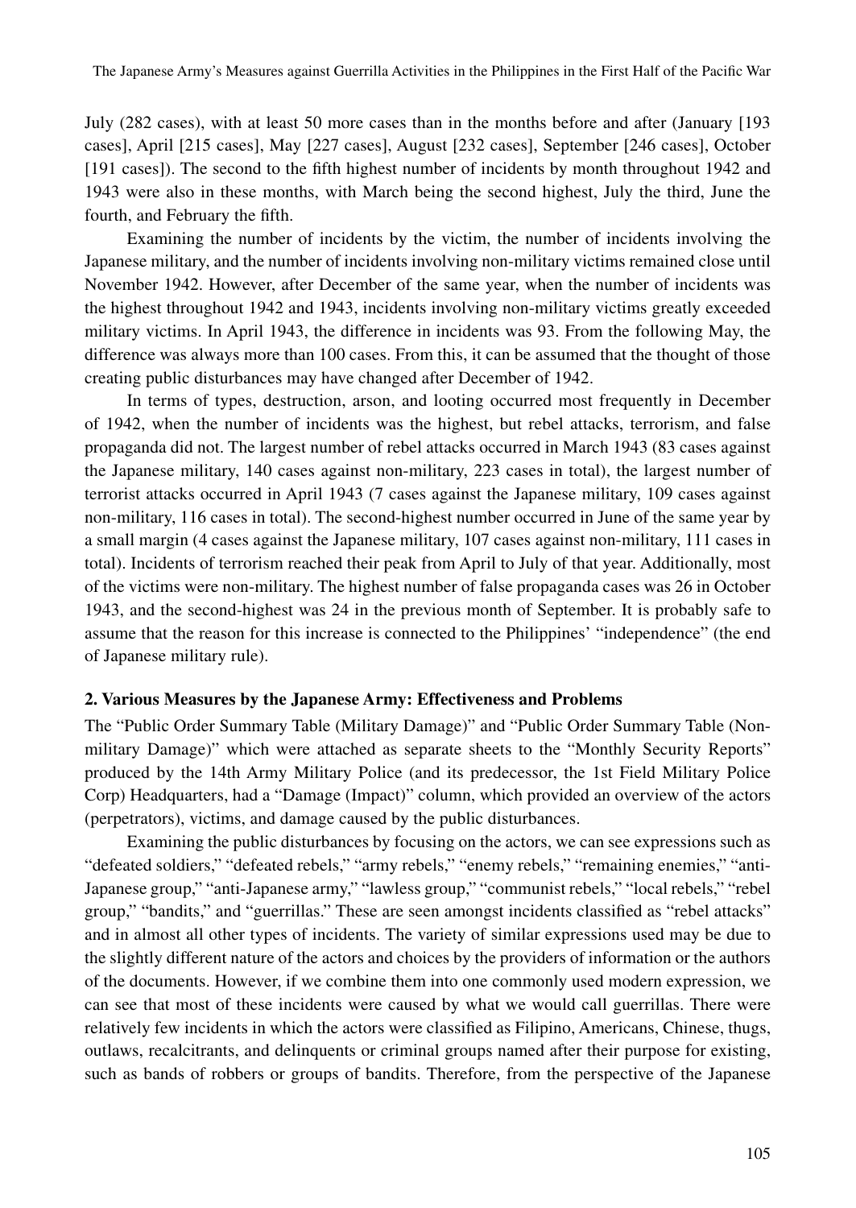July (282 cases), with at least 50 more cases than in the months before and after (January [193 cases], April [215 cases], May [227 cases], August [232 cases], September [246 cases], October [191 cases]). The second to the fifth highest number of incidents by month throughout 1942 and 1943 were also in these months, with March being the second highest, July the third, June the fourth, and February the fifth.

Examining the number of incidents by the victim, the number of incidents involving the Japanese military, and the number of incidents involving non-military victims remained close until November 1942. However, after December of the same year, when the number of incidents was the highest throughout 1942 and 1943, incidents involving non-military victims greatly exceeded military victims. In April 1943, the difference in incidents was 93. From the following May, the difference was always more than 100 cases. From this, it can be assumed that the thought of those creating public disturbances may have changed after December of 1942.

In terms of types, destruction, arson, and looting occurred most frequently in December of 1942, when the number of incidents was the highest, but rebel attacks, terrorism, and false propaganda did not. The largest number of rebel attacks occurred in March 1943 (83 cases against the Japanese military, 140 cases against non-military, 223 cases in total), the largest number of terrorist attacks occurred in April 1943 (7 cases against the Japanese military, 109 cases against non-military, 116 cases in total). The second-highest number occurred in June of the same year by a small margin (4 cases against the Japanese military, 107 cases against non-military, 111 cases in total). Incidents of terrorism reached their peak from April to July of that year. Additionally, most of the victims were non-military. The highest number of false propaganda cases was 26 in October 1943, and the second-highest was 24 in the previous month of September. It is probably safe to assume that the reason for this increase is connected to the Philippines' "independence" (the end of Japanese military rule).

### 2. Various Measures by the Japanese Army: Effectiveness and Problems

The "Public Order Summary Table (Military Damage)" and "Public Order Summary Table (Non-military Damage)" which were attached as separate sheets to the "Monthly Security Reports" produced by the 14th Army Military Police (and its predecessor, the 1st Field Military Police Corp) Headquarters, had a "Damage (Impact)" column, which provided an overview of the actors (perpetrators), victims, and damage caused by the public disturbances.

Examining the public disturbances by focusing on the actors, we can see expressions such as "defeated soldiers," "defeated rebels," "army rebels," "enemy rebels," "remaining enemies," "anti-Japanese group," "anti-Japanese army," "lawless group," "communist rebels," "local rebels," "rebel group," "bandits," and "guerrillas." These are seen amongst incidents classified as "rebel attacks" and in almost all other types of incidents. The variety of similar expressions used may be due to the slightly different nature of the actors and choices by the providers of information or the authors of the documents. However, if we combine them into one commonly used modern expression, we can see that most of these incidents were caused by what we would call guerrillas. There were relatively few incidents in which the actors were classified as Filipino, Americans, Chinese, thugs, outlaws, recalcitrants, and delinquents or criminal groups named after their purpose for existing, such as bands of robbers or groups of bandits. Therefore, from the perspective of the Japanese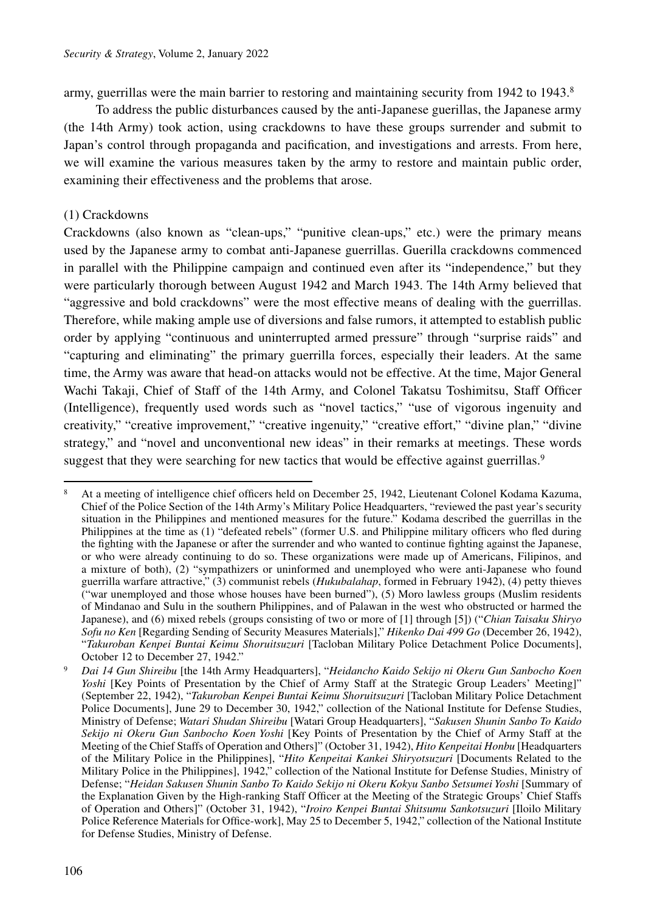army, guerrillas were the main barrier to restoring and maintaining security from 1942 to 1943.[8]

To address the public disturbances caused by the anti-Japanese guerillas, the Japanese army (the 14th Army) took action, using crackdowns to have these groups surrender and submit to Japan's control through propaganda and pacification, and investigations and arrests. From here, we will examine the various measures taken by the army to restore and maintain public order, examining their effectiveness and the problems that arose.

(1) Crackdowns

Crackdowns (also known as "clean-ups," "punitive clean-ups," etc.) were the primary means used by the Japanese army to combat anti-Japanese guerrillas. Guerilla crackdowns commenced in parallel with the Philippine campaign and continued even after its "independence," but they were particularly thorough between August 1942 and March 1943. The 14th Army believed that "aggressive and bold crackdowns" were the most effective means of dealing with the guerrillas. Therefore, while making ample use of diversions and false rumors, it attempted to establish public order by applying "continuous and uninterrupted armed pressure" through "surprise raids" and "capturing and eliminating" the primary guerrilla forces, especially their leaders. At the same time, the Army was aware that head-on attacks would not be effective. At the time, Major General Wachi Takaji, Chief of Staff of the 14th Army, and Colonel Takatsu Toshimitsu, Staff Officer (Intelligence), frequently used words such as "novel tactics," "use of vigorous ingenuity and creativity," "creative improvement," "creative ingenuity," "creative effort," "divine plan," "divine strategy," and "novel and unconventional new ideas" in their remarks at meetings. These words suggest that they were searching for new tactics that would be effective against guerrillas.[9]

---

[8] At a meeting of intelligence chief officers held on December 25, 1942, Lieutenant Colonel Kodama Kazuma, Chief of the Police Section of the 14th Army's Military Police Headquarters, "reviewed the past year's security situation in the Philippines and mentioned measures for the future." Kodama described the guerrillas in the Philippines at the time as (1) "defeated rebels" (former U.S. and Philippine military officers who fled during the fighting with the Japanese or after the surrender and who wanted to continue fighting against the Japanese, or who were already continuing to do so. These organizations were made up of Americans, Filipinos, and a mixture of both), (2) "sympathizers or uninformed and unemployed who were anti-Japanese who found guerrilla warfare attractive," (3) communist rebels (*Hukubalahap*, formed in February 1942), (4) petty thieves ("war unemployed and those whose houses have been burned"), (5) Moro lawless groups (Muslim residents of Mindanao and Sulu in the southern Philippines, and of Palawan in the west who obstructed or harmed the Japanese), and (6) mixed rebels (groups consisting of two or more of [1] through [5]) ("*Chian Taisaku Shiryo Sofu no Ken* [Regarding Sending of Security Measures Materials]," *Hikenko Dai 499 Go* (December 26, 1942), "*Takuroban Kenpei Buntai Keimu Shoruitsuzuri* [Tacloban Military Police Detachment Police Documents], October 12 to December 27, 1942."

[9] *Dai 14 Gun Shireibu* [the 14th Army Headquarters], "*Heidancho Kaido Sekijo ni Okeru Gun Sanbocho Koen Yoshi* [Key Points of Presentation by the Chief of Army Staff at the Strategic Group Leaders' Meeting]" (September 22, 1942), "*Takuroban Kenpei Buntai Keimu Shoruitsuzuri* [Tacloban Military Police Detachment Police Documents], June 29 to December 30, 1942," collection of the National Institute for Defense Studies, Ministry of Defense; *Watari Shudan Shireibu* [Watari Group Headquarters], "*Sakusen Shunin Sanbo To Kaido Sekijo ni Okeru Gun Sanbocho Koen Yoshi* [Key Points of Presentation by the Chief of Army Staff at the Meeting of the Chief Staffs of Operation and Others]" (October 31, 1942), *Hito Kenpeitai Honbu* [Headquarters of the Military Police in the Philippines], "*Hito Kenpeitai Kankei Shiryotsuzuri* [Documents Related to the Military Police in the Philippines], 1942," collection of the National Institute for Defense Studies, Ministry of Defense; "*Heidan Sakusen Shunin Sanbo To Kaido Sekijo ni Okeru Kokyu Sanbo Setsumei Yoshi* [Summary of the Explanation Given by the High-ranking Staff Officer at the Meeting of the Strategic Groups' Chief Staffs of Operation and Others]" (October 31, 1942), "*Iroiro Kenpei Buntai Shitsumu Sankotsuzuri* [Iloilo Military Police Reference Materials for Office-work], May 25 to December 5, 1942," collection of the National Institute for Defense Studies, Ministry of Defense.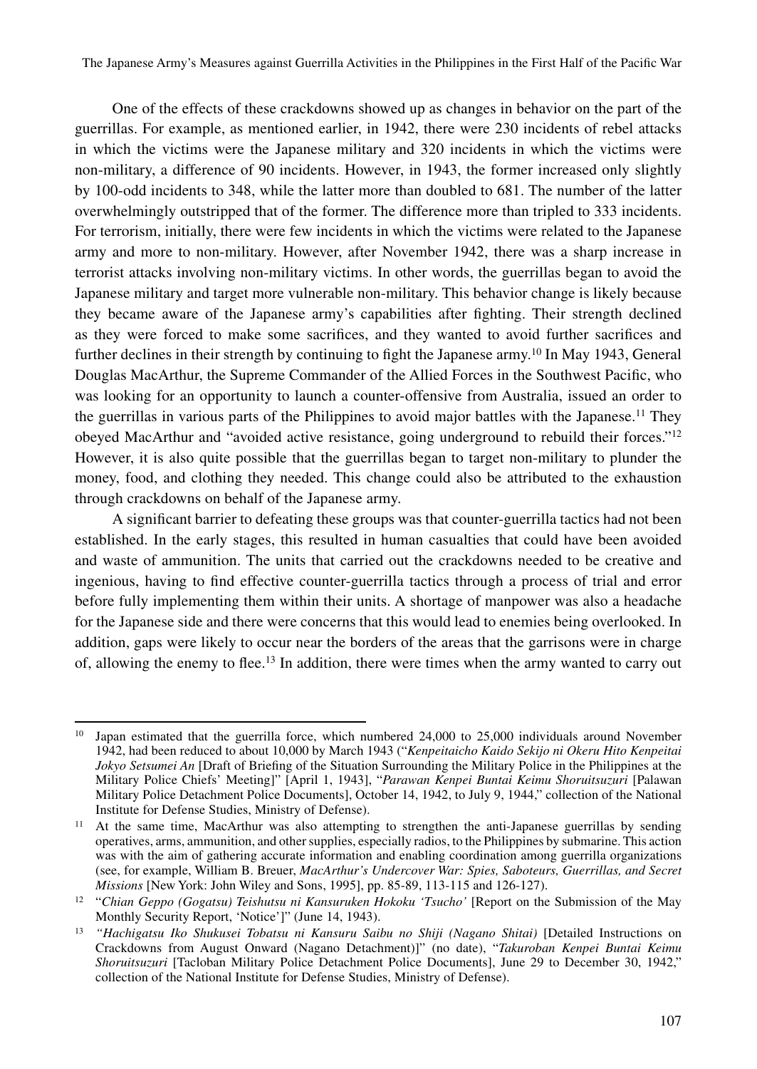One of the effects of these crackdowns showed up as changes in behavior on the part of the guerrillas. For example, as mentioned earlier, in 1942, there were 230 incidents of rebel attacks in which the victims were the Japanese military and 320 incidents in which the victims were non-military, a difference of 90 incidents. However, in 1943, the former increased only slightly by 100-odd incidents to 348, while the latter more than doubled to 681. The number of the latter overwhelmingly outstripped that of the former. The difference more than tripled to 333 incidents. For terrorism, initially, there were few incidents in which the victims were related to the Japanese army and more to non-military. However, after November 1942, there was a sharp increase in terrorist attacks involving non-military victims. In other words, the guerrillas began to avoid the Japanese military and target more vulnerable non-military. This behavior change is likely because they became aware of the Japanese army's capabilities after fighting. Their strength declined as they were forced to make some sacrifices, and they wanted to avoid further sacrifices and further declines in their strength by continuing to fight the Japanese army.[10] In May 1943, General Douglas MacArthur, the Supreme Commander of the Allied Forces in the Southwest Pacific, who was looking for an opportunity to launch a counter-offensive from Australia, issued an order to the guerrillas in various parts of the Philippines to avoid major battles with the Japanese.[11] They obeyed MacArthur and "avoided active resistance, going underground to rebuild their forces."[12] However, it is also quite possible that the guerrillas began to target non-military to plunder the money, food, and clothing they needed. This change could also be attributed to the exhaustion through crackdowns on behalf of the Japanese army.

A significant barrier to defeating these groups was that counter-guerrilla tactics had not been established. In the early stages, this resulted in human casualties that could have been avoided and waste of ammunition. The units that carried out the crackdowns needed to be creative and ingenious, having to find effective counter-guerrilla tactics through a process of trial and error before fully implementing them within their units. A shortage of manpower was also a headache for the Japanese side and there were concerns that this would lead to enemies being overlooked. In addition, gaps were likely to occur near the borders of the areas that the garrisons were in charge of, allowing the enemy to flee.[13] In addition, there were times when the army wanted to carry out

---

[10] Japan estimated that the guerrilla force, which numbered 24,000 to 25,000 individuals around November 1942, had been reduced to about 10,000 by March 1943 ("*Kenpeitaicho Kaido Sekijo ni Okeru Hito Kenpeitai Jokyo Setsumei An* [Draft of Briefing of the Situation Surrounding the Military Police in the Philippines at the Military Police Chiefs' Meeting]" [April 1, 1943], "*Parawan Kenpei Buntai Keimu Shoruitsuzuri* [Palawan Military Police Detachment Police Documents], October 14, 1942, to July 9, 1944," collection of the National Institute for Defense Studies, Ministry of Defense).

[11] At the same time, MacArthur was also attempting to strengthen the anti-Japanese guerrillas by sending operatives, arms, ammunition, and other supplies, especially radios, to the Philippines by submarine. This action was with the aim of gathering accurate information and enabling coordination among guerrilla organizations (see, for example, William B. Breuer, *MacArthur's Undercover War: Spies, Saboteurs, Guerrillas, and Secret Missions* [New York: John Wiley and Sons, 1995], pp. 85-89, 113-115 and 126-127).

[12] "*Chian Geppo (Gogatsu) Teishutsu ni Kansuruken Hokoku 'Tsucho'* [Report on the Submission of the May Monthly Security Report, 'Notice']" (June 14, 1943).

[13] "*Hachigatsu Iko Shukusei Tobatsu ni Kansuru Saibu no Shiji (Nagano Shitai)* [Detailed Instructions on Crackdowns from August Onward (Nagano Detachment)]" (no date), "*Takuroban Kenpei Buntai Keimu Shoruitsuzuri* [Tacloban Military Police Detachment Police Documents], June 29 to December 30, 1942," collection of the National Institute for Defense Studies, Ministry of Defense).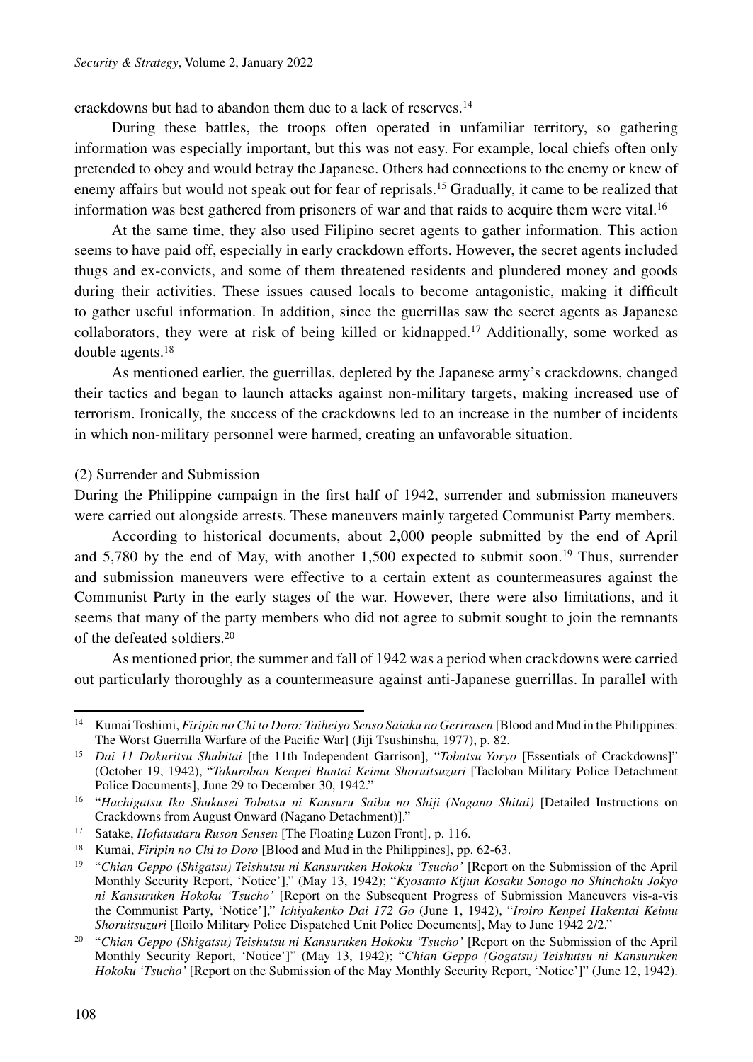crackdowns but had to abandon them due to a lack of reserves.[14]

During these battles, the troops often operated in unfamiliar territory, so gathering information was especially important, but this was not easy. For example, local chiefs often only pretended to obey and would betray the Japanese. Others had connections to the enemy or knew of enemy affairs but would not speak out for fear of reprisals.[15] Gradually, it came to be realized that information was best gathered from prisoners of war and that raids to acquire them were vital.[16]

At the same time, they also used Filipino secret agents to gather information. This action seems to have paid off, especially in early crackdown efforts. However, the secret agents included thugs and ex-convicts, and some of them threatened residents and plundered money and goods during their activities. These issues caused locals to become antagonistic, making it difficult to gather useful information. In addition, since the guerrillas saw the secret agents as Japanese collaborators, they were at risk of being killed or kidnapped.[17] Additionally, some worked as double agents.[18]

As mentioned earlier, the guerrillas, depleted by the Japanese army's crackdowns, changed their tactics and began to launch attacks against non-military targets, making increased use of terrorism. Ironically, the success of the crackdowns led to an increase in the number of incidents in which non-military personnel were harmed, creating an unfavorable situation.

### (2) Surrender and Submission

During the Philippine campaign in the first half of 1942, surrender and submission maneuvers were carried out alongside arrests. These maneuvers mainly targeted Communist Party members.

According to historical documents, about 2,000 people submitted by the end of April and 5,780 by the end of May, with another 1,500 expected to submit soon.[19] Thus, surrender and submission maneuvers were effective to a certain extent as countermeasures against the Communist Party in the early stages of the war. However, there were also limitations, and it seems that many of the party members who did not agree to submit sought to join the remnants of the defeated soldiers.[20]

As mentioned prior, the summer and fall of 1942 was a period when crackdowns were carried out particularly thoroughly as a countermeasure against anti-Japanese guerrillas. In parallel with

---

[14] Kumai Toshimi, *Firipin no Chi to Doro: Taiheiyo Senso Saiaku no Gerirasen* [Blood and Mud in the Philippines: The Worst Guerrilla Warfare of the Pacific War] (Jiji Tsushinsha, 1977), p. 82.

[15] *Dai 11 Dokuritsu Shubitai* [the 11th Independent Garrison], "*Tobatsu Yoryo* [Essentials of Crackdowns]" (October 19, 1942), "*Takuroban Kenpei Buntai Keimu Shoruitsuzuri* [Tacloban Military Police Detachment Police Documents], June 29 to December 30, 1942."

[16] "*Hachigatsu Iko Shukusei Tobatsu ni Kansuru Saibu no Shiji (Nagano Shitai)* [Detailed Instructions on Crackdowns from August Onward (Nagano Detachment)]."

[17] Satake, *Hofutsutaru Ruson Sensen* [The Floating Luzon Front], p. 116.

[18] Kumai, *Firipin no Chi to Doro* [Blood and Mud in the Philippines], pp. 62-63.

[19] "*Chian Geppo (Shigatsu) Teishutsu ni Kansuruken Hokoku 'Tsucho'* [Report on the Submission of the April Monthly Security Report, 'Notice']," (May 13, 1942); "*Kyosanto Kijun Kosaku Sonogo no Shinchoku Jokyo ni Kansuruken Hokoku 'Tsucho'* [Report on the Subsequent Progress of Submission Maneuvers vis-a-vis the Communist Party, 'Notice']," *Ichiyakenko Dai 172 Go* (June 1, 1942), "*Iroiro Kenpei Hakentai Keimu Shoruitsuzuri* [Iloilo Military Police Dispatched Unit Police Documents], May to June 1942 2/2."

[20] "*Chian Geppo (Shigatsu) Teishutsu ni Kansuruken Hokoku 'Tsucho'* [Report on the Submission of the April Monthly Security Report, 'Notice']" (May 13, 1942); "*Chian Geppo (Gogatsu) Teishutsu ni Kansuruken Hokoku 'Tsucho'* [Report on the Submission of the May Monthly Security Report, 'Notice']" (June 12, 1942).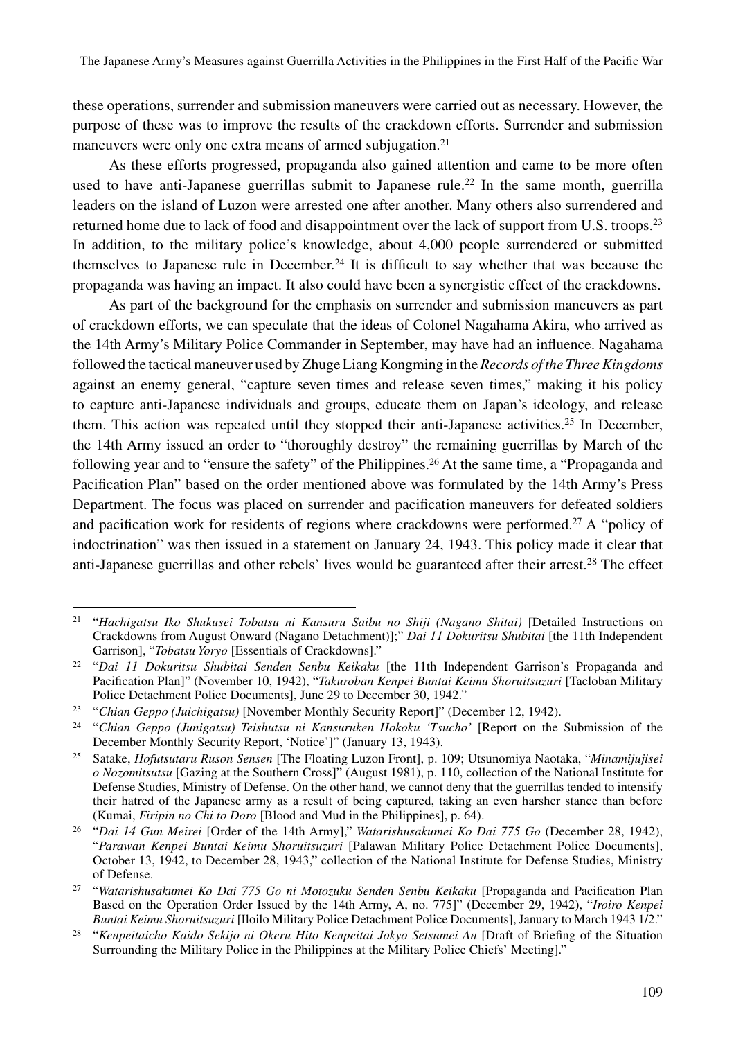these operations, surrender and submission maneuvers were carried out as necessary. However, the purpose of these was to improve the results of the crackdown efforts. Surrender and submission maneuvers were only one extra means of armed subjugation.[21]

As these efforts progressed, propaganda also gained attention and came to be more often used to have anti-Japanese guerrillas submit to Japanese rule.[22] In the same month, guerrilla leaders on the island of Luzon were arrested one after another. Many others also surrendered and returned home due to lack of food and disappointment over the lack of support from U.S. troops.[23] In addition, to the military police's knowledge, about 4,000 people surrendered or submitted themselves to Japanese rule in December.[24] It is difficult to say whether that was because the propaganda was having an impact. It also could have been a synergistic effect of the crackdowns.

As part of the background for the emphasis on surrender and submission maneuvers as part of crackdown efforts, we can speculate that the ideas of Colonel Nagahama Akira, who arrived as the 14th Army's Military Police Commander in September, may have had an influence. Nagahama followed the tactical maneuver used by Zhuge Liang Kongming in the *Records of the Three Kingdoms* against an enemy general, "capture seven times and release seven times," making it his policy to capture anti-Japanese individuals and groups, educate them on Japan's ideology, and release them. This action was repeated until they stopped their anti-Japanese activities.[25] In December, the 14th Army issued an order to "thoroughly destroy" the remaining guerrillas by March of the following year and to "ensure the safety" of the Philippines.[26] At the same time, a "Propaganda and Pacification Plan" based on the order mentioned above was formulated by the 14th Army's Press Department. The focus was placed on surrender and pacification maneuvers for defeated soldiers and pacification work for residents of regions where crackdowns were performed.[27] A "policy of indoctrination" was then issued in a statement on January 24, 1943. This policy made it clear that anti-Japanese guerrillas and other rebels' lives would be guaranteed after their arrest.[28] The effect

---

21 "*Hachigatsu Iko Shukusei Tobatsu ni Kansuru Saibu no Shiji (Nagano Shitai)* [Detailed Instructions on Crackdowns from August Onward (Nagano Detachment)];" *Dai 11 Dokuritsu Shubitai* [the 11th Independent Garrison], "*Tobatsu Yoryo* [Essentials of Crackdowns]."

22 "*Dai 11 Dokuritsu Shubitai Senden Senbu Keikaku* [the 11th Independent Garrison's Propaganda and Pacification Plan]" (November 10, 1942), "*Takuroban Kenpei Buntai Keimu Shoruitsuzuri* [Tacloban Military Police Detachment Police Documents], June 29 to December 30, 1942."

23 "*Chian Geppo (Juichigatsu)* [November Monthly Security Report]" (December 12, 1942).

24 "*Chian Geppo (Junigatsu) Teishutsu ni Kansuruken Hokoku 'Tsucho'* [Report on the Submission of the December Monthly Security Report, 'Notice']" (January 13, 1943).

25 Satake, *Hofutsutaru Ruson Sensen* [The Floating Luzon Front], p. 109; Utsunomiya Naotaka, "*Minamijujisei o Nozomitsutsu* [Gazing at the Southern Cross]" (August 1981), p. 110, collection of the National Institute for Defense Studies, Ministry of Defense. On the other hand, we cannot deny that the guerrillas tended to intensify their hatred of the Japanese army as a result of being captured, taking an even harsher stance than before (Kumai, *Firipin no Chi to Doro* [Blood and Mud in the Philippines], p. 64).

26 "*Dai 14 Gun Meirei* [Order of the 14th Army]," *Watarishusakumei Ko Dai 775 Go* (December 28, 1942), "*Parawan Kenpei Buntai Keimu Shoruitsuzuri* [Palawan Military Police Detachment Police Documents], October 13, 1942, to December 28, 1943," collection of the National Institute for Defense Studies, Ministry of Defense.

27 "*Watarishusakumei Ko Dai 775 Go ni Motozuku Senden Senbu Keikaku* [Propaganda and Pacification Plan Based on the Operation Order Issued by the 14th Army, A, no. 775]" (December 29, 1942), "*Iroiro Kenpei Buntai Keimu Shoruitsuzuri* [Iloilo Military Police Detachment Police Documents], January to March 1943 1/2."

28 "*Kenpeitaicho Kaido Sekijo ni Okeru Hito Kenpeitai Jokyo Setsumei An* [Draft of Briefing of the Situation Surrounding the Military Police in the Philippines at the Military Police Chiefs' Meeting]."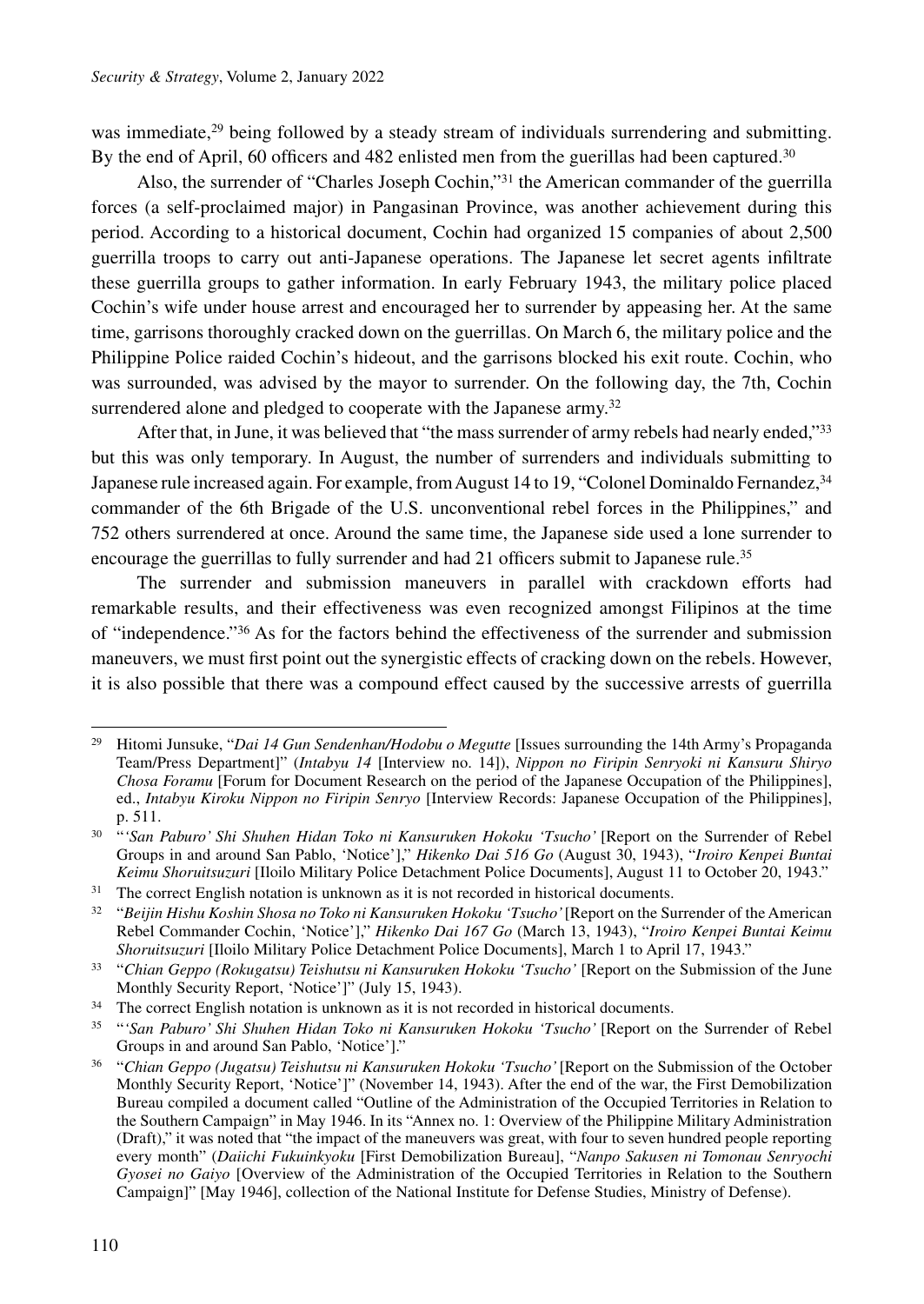was immediate,[29] being followed by a steady stream of individuals surrendering and submitting. By the end of April, 60 officers and 482 enlisted men from the guerillas had been captured.[30]

Also, the surrender of "Charles Joseph Cochin,"[31] the American commander of the guerrilla forces (a self-proclaimed major) in Pangasinan Province, was another achievement during this period. According to a historical document, Cochin had organized 15 companies of about 2,500 guerrilla troops to carry out anti-Japanese operations. The Japanese let secret agents infiltrate these guerrilla groups to gather information. In early February 1943, the military police placed Cochin's wife under house arrest and encouraged her to surrender by appeasing her. At the same time, garrisons thoroughly cracked down on the guerrillas. On March 6, the military police and the Philippine Police raided Cochin's hideout, and the garrisons blocked his exit route. Cochin, who was surrounded, was advised by the mayor to surrender. On the following day, the 7th, Cochin surrendered alone and pledged to cooperate with the Japanese army.[32]

After that, in June, it was believed that "the mass surrender of army rebels had nearly ended,"[33] but this was only temporary. In August, the number of surrenders and individuals submitting to Japanese rule increased again. For example, from August 14 to 19, "Colonel Dominaldo Fernandez,[34] commander of the 6th Brigade of the U.S. unconventional rebel forces in the Philippines," and 752 others surrendered at once. Around the same time, the Japanese side used a lone surrender to encourage the guerrillas to fully surrender and had 21 officers submit to Japanese rule.[35]

The surrender and submission maneuvers in parallel with crackdown efforts had remarkable results, and their effectiveness was even recognized amongst Filipinos at the time of "independence."[36] As for the factors behind the effectiveness of the surrender and submission maneuvers, we must first point out the synergistic effects of cracking down on the rebels. However, it is also possible that there was a compound effect caused by the successive arrests of guerrilla

---

[29] Hitomi Junsuke, "*Dai 14 Gun Sendenhan/Hodobu o Megutte* [Issues surrounding the 14th Army's Propaganda Team/Press Department]" (*Intabyu 14* [Interview no. 14]), *Nippon no Firipin Senryoki ni Kansuru Shiryo Chosa Foramu* [Forum for Document Research on the period of the Japanese Occupation of the Philippines], ed., *Intabyu Kiroku Nippon no Firipin Senryo* [Interview Records: Japanese Occupation of the Philippines], p. 511.

[30] "*'San Paburo' Shi Shuhen Hidan Toko ni Kansuruken Hokoku 'Tsucho'* [Report on the Surrender of Rebel Groups in and around San Pablo, 'Notice']," *Hikenko Dai 516 Go* (August 30, 1943), "*Iroiro Kenpei Buntai Keimu Shoruitsuzuri* [Iloilo Military Police Detachment Police Documents], August 11 to October 20, 1943."

[31] The correct English notation is unknown as it is not recorded in historical documents.

[32] "*Beijin Hishu Koshin Shosa no Toko ni Kansuruken Hokoku 'Tsucho'* [Report on the Surrender of the American Rebel Commander Cochin, 'Notice']," *Hikenko Dai 167 Go* (March 13, 1943), "*Iroiro Kenpei Buntai Keimu Shoruitsuzuri* [Iloilo Military Police Detachment Police Documents], March 1 to April 17, 1943."

[33] "*Chian Geppo (Rokugatsu) Teishutsu ni Kansuruken Hokoku 'Tsucho'* [Report on the Submission of the June Monthly Security Report, 'Notice']" (July 15, 1943).

[34] The correct English notation is unknown as it is not recorded in historical documents.

[35] "*'San Paburo' Shi Shuhen Hidan Toko ni Kansuruken Hokoku 'Tsucho'* [Report on the Surrender of Rebel Groups in and around San Pablo, 'Notice']."

[36] "*Chian Geppo (Jugatsu) Teishutsu ni Kansuruken Hokoku 'Tsucho'* [Report on the Submission of the October Monthly Security Report, 'Notice']" (November 14, 1943). After the end of the war, the First Demobilization Bureau compiled a document called "Outline of the Administration of the Occupied Territories in Relation to the Southern Campaign" in May 1946. In its "Annex no. 1: Overview of the Philippine Military Administration (Draft)," it was noted that "the impact of the maneuvers was great, with four to seven hundred people reporting every month" (*Daiichi Fukuinkyoku* [First Demobilization Bureau], "*Nanpo Sakusen ni Tomonau Senryochi Gyosei no Gaiyo* [Overview of the Administration of the Occupied Territories in Relation to the Southern Campaign]" [May 1946], collection of the National Institute for Defense Studies, Ministry of Defense).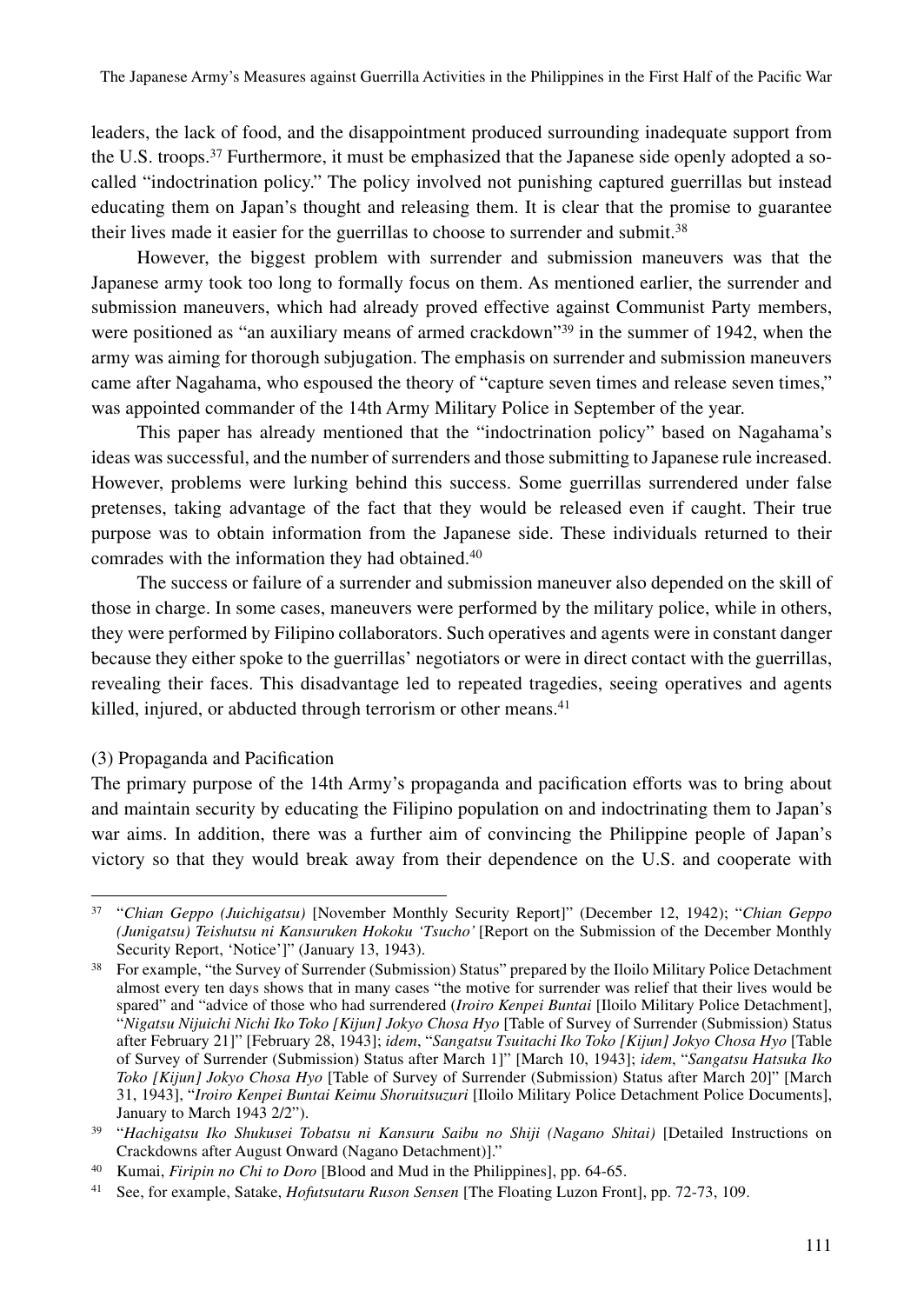leaders, the lack of food, and the disappointment produced surrounding inadequate support from the U.S. troops.[37] Furthermore, it must be emphasized that the Japanese side openly adopted a so-called "indoctrination policy." The policy involved not punishing captured guerrillas but instead educating them on Japan's thought and releasing them. It is clear that the promise to guarantee their lives made it easier for the guerrillas to choose to surrender and submit.[38]

However, the biggest problem with surrender and submission maneuvers was that the Japanese army took too long to formally focus on them. As mentioned earlier, the surrender and submission maneuvers, which had already proved effective against Communist Party members, were positioned as "an auxiliary means of armed crackdown"[39] in the summer of 1942, when the army was aiming for thorough subjugation. The emphasis on surrender and submission maneuvers came after Nagahama, who espoused the theory of "capture seven times and release seven times," was appointed commander of the 14th Army Military Police in September of the year.

This paper has already mentioned that the "indoctrination policy" based on Nagahama's ideas was successful, and the number of surrenders and those submitting to Japanese rule increased. However, problems were lurking behind this success. Some guerrillas surrendered under false pretenses, taking advantage of the fact that they would be released even if caught. Their true purpose was to obtain information from the Japanese side. These individuals returned to their comrades with the information they had obtained.[40]

The success or failure of a surrender and submission maneuver also depended on the skill of those in charge. In some cases, maneuvers were performed by the military police, while in others, they were performed by Filipino collaborators. Such operatives and agents were in constant danger because they either spoke to the guerrillas' negotiators or were in direct contact with the guerrillas, revealing their faces. This disadvantage led to repeated tragedies, seeing operatives and agents killed, injured, or abducted through terrorism or other means.[41]

(3) Propaganda and Pacification

The primary purpose of the 14th Army's propaganda and pacification efforts was to bring about and maintain security by educating the Filipino population on and indoctrinating them to Japan's war aims. In addition, there was a further aim of convincing the Philippine people of Japan's victory so that they would break away from their dependence on the U.S. and cooperate with

---

[37] "*Chian Geppo (Juichigatsu)* [November Monthly Security Report]" (December 12, 1942); "*Chian Geppo (Junigatsu) Teishutsu ni Kansuruken Hokoku 'Tsucho'* [Report on the Submission of the December Monthly Security Report, 'Notice']" (January 13, 1943).

[38] For example, "the Survey of Surrender (Submission) Status" prepared by the Iloilo Military Police Detachment almost every ten days shows that in many cases "the motive for surrender was relief that their lives would be spared" and "advice of those who had surrendered (*Iroiro Kenpei Buntai* [Iloilo Military Police Detachment], "*Nigatsu Nijuichi Nichi Iko Toko [Kijun] Jokyo Chosa Hyo* [Table of Survey of Surrender (Submission) Status after February 21]" [February 28, 1943]; *idem*, "*Sangatsu Tsuitachi Iko Toko [Kijun] Jokyo Chosa Hyo* [Table of Survey of Surrender (Submission) Status after March 1]" [March 10, 1943]; *idem*, "*Sangatsu Hatsuka Iko Toko [Kijun] Jokyo Chosa Hyo* [Table of Survey of Surrender (Submission) Status after March 20]" [March 31, 1943], "*Iroiro Kenpei Buntai Keimu Shoruitsuzuri* [Iloilo Military Police Detachment Police Documents], January to March 1943 2/2").

[39] "*Hachigatsu Iko Shukusei Tobatsu ni Kansuru Saibu no Shiji (Nagano Shitai)* [Detailed Instructions on Crackdowns after August Onward (Nagano Detachment)]."

[40] Kumai, *Firipin no Chi to Doro* [Blood and Mud in the Philippines], pp. 64-65.

[41] See, for example, Satake, *Hofutsutaru Ruson Sensen* [The Floating Luzon Front], pp. 72-73, 109.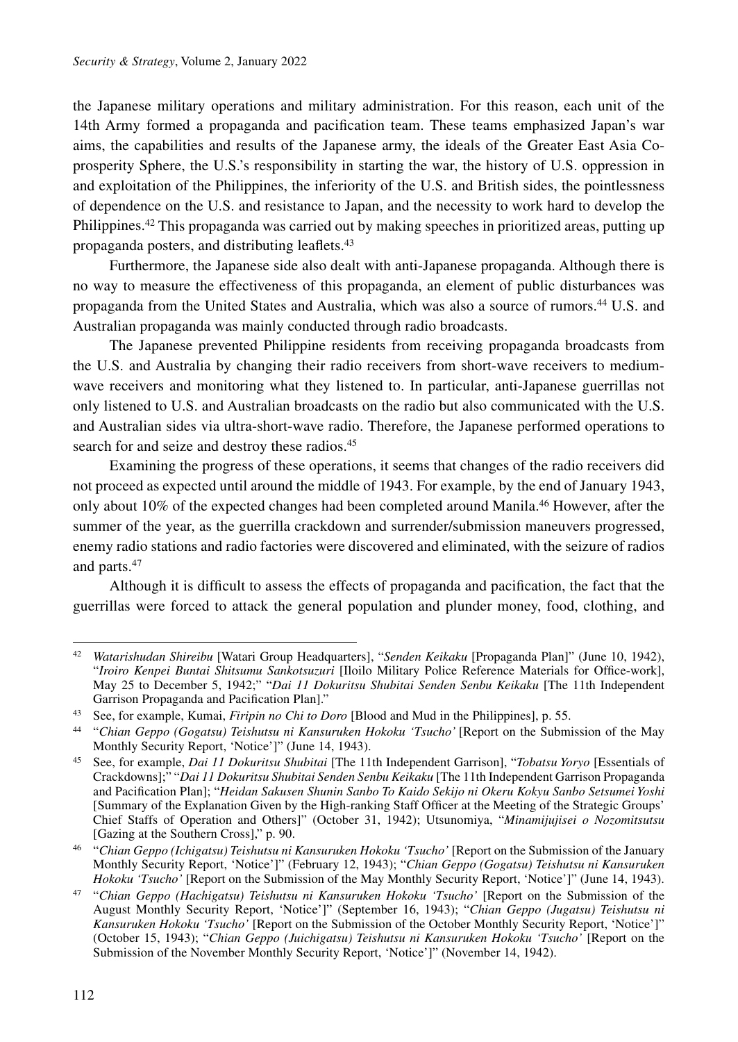the Japanese military operations and military administration. For this reason, each unit of the 14th Army formed a propaganda and pacification team. These teams emphasized Japan's war aims, the capabilities and results of the Japanese army, the ideals of the Greater East Asia Co-prosperity Sphere, the U.S.'s responsibility in starting the war, the history of U.S. oppression in and exploitation of the Philippines, the inferiority of the U.S. and British sides, the pointlessness of dependence on the U.S. and resistance to Japan, and the necessity to work hard to develop the Philippines.[42] This propaganda was carried out by making speeches in prioritized areas, putting up propaganda posters, and distributing leaflets.[43]

Furthermore, the Japanese side also dealt with anti-Japanese propaganda. Although there is no way to measure the effectiveness of this propaganda, an element of public disturbances was propaganda from the United States and Australia, which was also a source of rumors.[44] U.S. and Australian propaganda was mainly conducted through radio broadcasts.

The Japanese prevented Philippine residents from receiving propaganda broadcasts from the U.S. and Australia by changing their radio receivers from short-wave receivers to medium-wave receivers and monitoring what they listened to. In particular, anti-Japanese guerrillas not only listened to U.S. and Australian broadcasts on the radio but also communicated with the U.S. and Australian sides via ultra-short-wave radio. Therefore, the Japanese performed operations to search for and seize and destroy these radios.[45]

Examining the progress of these operations, it seems that changes of the radio receivers did not proceed as expected until around the middle of 1943. For example, by the end of January 1943, only about 10% of the expected changes had been completed around Manila.[46] However, after the summer of the year, as the guerrilla crackdown and surrender/submission maneuvers progressed, enemy radio stations and radio factories were discovered and eliminated, with the seizure of radios and parts.[47]

Although it is difficult to assess the effects of propaganda and pacification, the fact that the guerrillas were forced to attack the general population and plunder money, food, clothing, and

---

[42] *Watarishudan Shireibu* [Watari Group Headquarters], "*Senden Keikaku* [Propaganda Plan]" (June 10, 1942), "*Iroiro Kenpei Buntai Shitsumu Sankotsuzuri* [Iloilo Military Police Reference Materials for Office-work], May 25 to December 5, 1942;" "*Dai 11 Dokuritsu Shubitai Senden Senbu Keikaku* [The 11th Independent Garrison Propaganda and Pacification Plan]."

[43] See, for example, Kumai, *Firipin no Chi to Doro* [Blood and Mud in the Philippines], p. 55.

[44] "*Chian Geppo (Gogatsu) Teishutsu ni Kansuruken Hokoku 'Tsucho'* [Report on the Submission of the May Monthly Security Report, 'Notice']" (June 14, 1943).

[45] See, for example, *Dai 11 Dokuritsu Shubitai* [The 11th Independent Garrison], "*Tobatsu Yoryo* [Essentials of Crackdowns];" "*Dai 11 Dokuritsu Shubitai Senden Senbu Keikaku* [The 11th Independent Garrison Propaganda and Pacification Plan]; "*Heidan Sakusen Shunin Sanbo To Kaido Sekijo ni Okeru Kokyu Sanbo Setsumei Yoshi* [Summary of the Explanation Given by the High-ranking Staff Officer at the Meeting of the Strategic Groups' Chief Staffs of Operation and Others]" (October 31, 1942); Utsunomiya, "*Minamijujisei o Nozomitsutsu* [Gazing at the Southern Cross]," p. 90.

[46] "*Chian Geppo (Ichigatsu) Teishutsu ni Kansuruken Hokoku 'Tsucho'* [Report on the Submission of the January Monthly Security Report, 'Notice']" (February 12, 1943); "*Chian Geppo (Gogatsu) Teishutsu ni Kansuruken Hokoku 'Tsucho'* [Report on the Submission of the May Monthly Security Report, 'Notice']" (June 14, 1943).

[47] "*Chian Geppo (Hachigatsu) Teishutsu ni Kansuruken Hokoku 'Tsucho'* [Report on the Submission of the August Monthly Security Report, 'Notice']" (September 16, 1943); "*Chian Geppo (Jugatsu) Teishutsu ni Kansuruken Hokoku 'Tsucho'* [Report on the Submission of the October Monthly Security Report, 'Notice']" (October 15, 1943); "*Chian Geppo (Juichigatsu) Teishutsu ni Kansuruken Hokoku 'Tsucho'* [Report on the Submission of the November Monthly Security Report, 'Notice']" (November 14, 1942).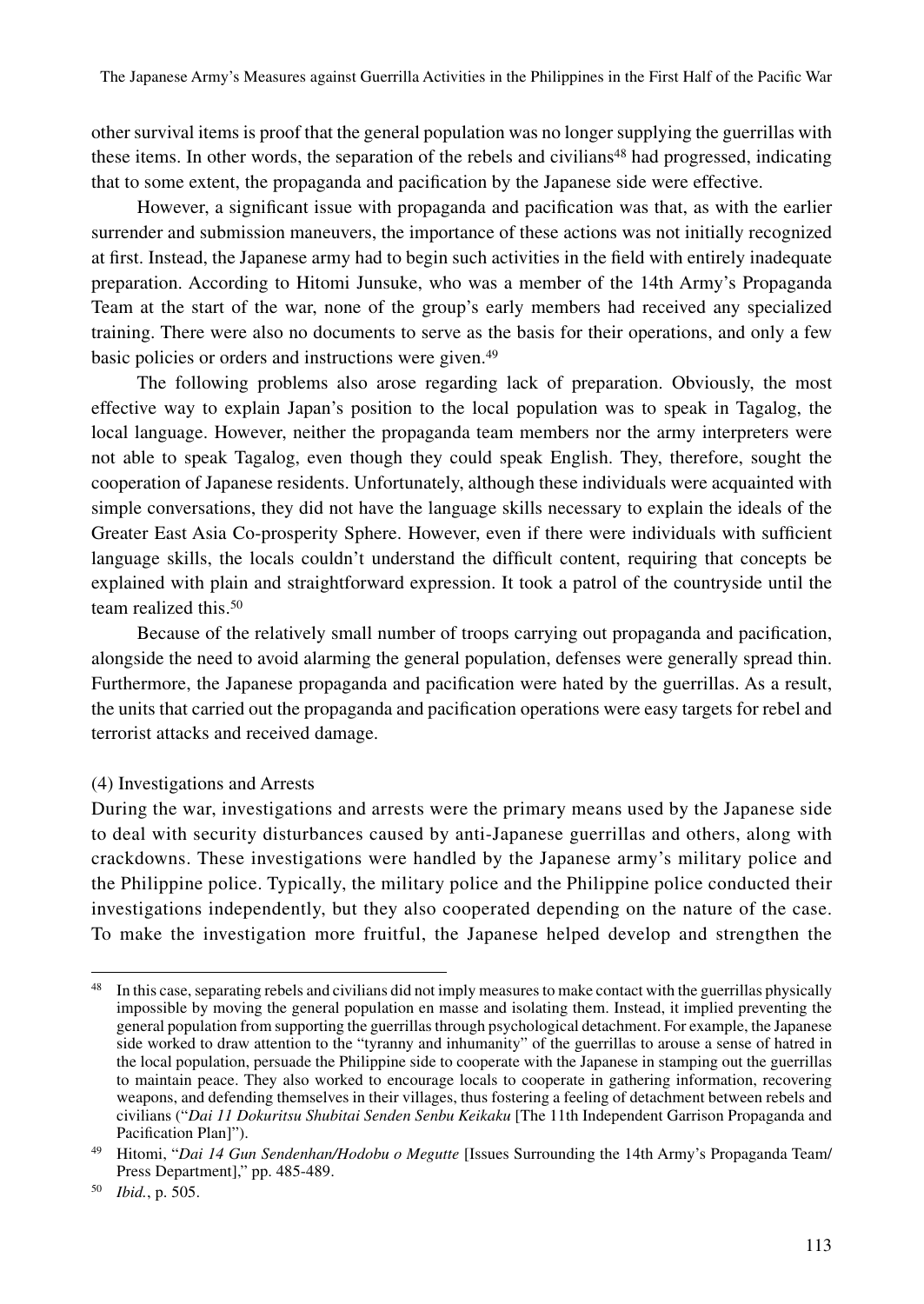other survival items is proof that the general population was no longer supplying the guerrillas with these items. In other words, the separation of the rebels and civilians[48] had progressed, indicating that to some extent, the propaganda and pacification by the Japanese side were effective.

However, a significant issue with propaganda and pacification was that, as with the earlier surrender and submission maneuvers, the importance of these actions was not initially recognized at first. Instead, the Japanese army had to begin such activities in the field with entirely inadequate preparation. According to Hitomi Junsuke, who was a member of the 14th Army's Propaganda Team at the start of the war, none of the group's early members had received any specialized training. There were also no documents to serve as the basis for their operations, and only a few basic policies or orders and instructions were given.[49]

The following problems also arose regarding lack of preparation. Obviously, the most effective way to explain Japan's position to the local population was to speak in Tagalog, the local language. However, neither the propaganda team members nor the army interpreters were not able to speak Tagalog, even though they could speak English. They, therefore, sought the cooperation of Japanese residents. Unfortunately, although these individuals were acquainted with simple conversations, they did not have the language skills necessary to explain the ideals of the Greater East Asia Co-prosperity Sphere. However, even if there were individuals with sufficient language skills, the locals couldn't understand the difficult content, requiring that concepts be explained with plain and straightforward expression. It took a patrol of the countryside until the team realized this.[50]

Because of the relatively small number of troops carrying out propaganda and pacification, alongside the need to avoid alarming the general population, defenses were generally spread thin. Furthermore, the Japanese propaganda and pacification were hated by the guerrillas. As a result, the units that carried out the propaganda and pacification operations were easy targets for rebel and terrorist attacks and received damage.

### (4) Investigations and Arrests

During the war, investigations and arrests were the primary means used by the Japanese side to deal with security disturbances caused by anti-Japanese guerrillas and others, along with crackdowns. These investigations were handled by the Japanese army's military police and the Philippine police. Typically, the military police and the Philippine police conducted their investigations independently, but they also cooperated depending on the nature of the case. To make the investigation more fruitful, the Japanese helped develop and strengthen the

---

[48] In this case, separating rebels and civilians did not imply measures to make contact with the guerrillas physically impossible by moving the general population en masse and isolating them. Instead, it implied preventing the general population from supporting the guerrillas through psychological detachment. For example, the Japanese side worked to draw attention to the "tyranny and inhumanity" of the guerrillas to arouse a sense of hatred in the local population, persuade the Philippine side to cooperate with the Japanese in stamping out the guerrillas to maintain peace. They also worked to encourage locals to cooperate in gathering information, recovering weapons, and defending themselves in their villages, thus fostering a feeling of detachment between rebels and civilians ("*Dai 11 Dokuritsu Shubitai Senden Senbu Keikaku* [The 11th Independent Garrison Propaganda and Pacification Plan]").

[49] Hitomi, "*Dai 14 Gun Sendenhan/Hodobu o Megutte* [Issues Surrounding the 14th Army's Propaganda Team/ Press Department]," pp. 485-489.

[50] *Ibid.*, p. 505.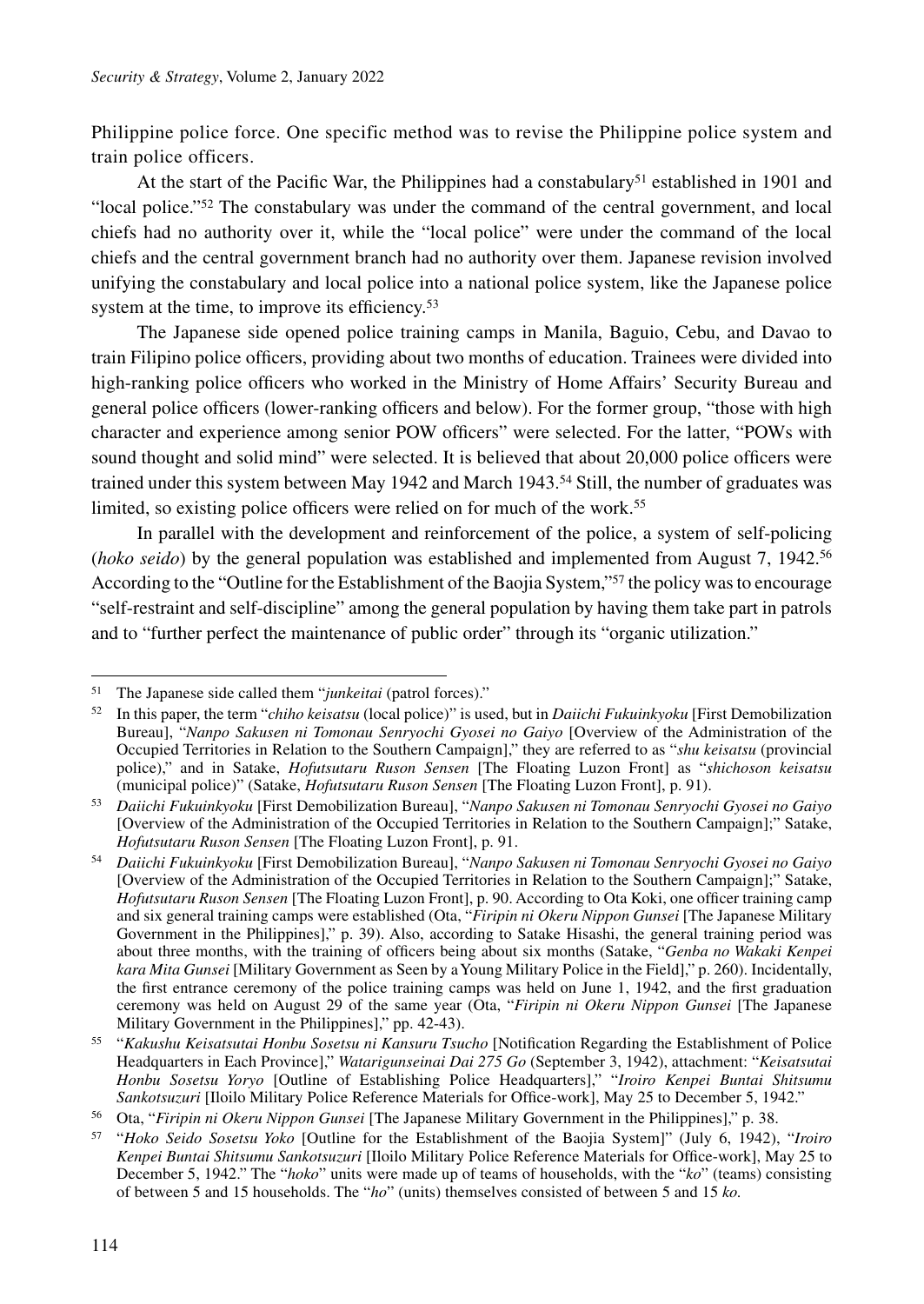Philippine police force. One specific method was to revise the Philippine police system and train police officers.

At the start of the Pacific War, the Philippines had a constabulary[51] established in 1901 and "local police."[52] The constabulary was under the command of the central government, and local chiefs had no authority over it, while the "local police" were under the command of the local chiefs and the central government branch had no authority over them. Japanese revision involved unifying the constabulary and local police into a national police system, like the Japanese police system at the time, to improve its efficiency.[53]

The Japanese side opened police training camps in Manila, Baguio, Cebu, and Davao to train Filipino police officers, providing about two months of education. Trainees were divided into high-ranking police officers who worked in the Ministry of Home Affairs' Security Bureau and general police officers (lower-ranking officers and below). For the former group, "those with high character and experience among senior POW officers" were selected. For the latter, "POWs with sound thought and solid mind" were selected. It is believed that about 20,000 police officers were trained under this system between May 1942 and March 1943.[54] Still, the number of graduates was limited, so existing police officers were relied on for much of the work.[55]

In parallel with the development and reinforcement of the police, a system of self-policing (*hoko seido*) by the general population was established and implemented from August 7, 1942.[56] According to the "Outline for the Establishment of the Baojia System,"[57] the policy was to encourage "self-restraint and self-discipline" among the general population by having them take part in patrols and to "further perfect the maintenance of public order" through its "organic utilization."

---

[51] The Japanese side called them "*junkeitai* (patrol forces)."

[52] In this paper, the term "*chiho keisatsu* (local police)" is used, but in *Daiichi Fukuinkyoku* [First Demobilization Bureau], "*Nanpo Sakusen ni Tomonau Senryochi Gyosei no Gaiyo* [Overview of the Administration of the Occupied Territories in Relation to the Southern Campaign]," they are referred to as "*shu keisatsu* (provincial police)," and in Satake, *Hofutsutaru Ruson Sensen* [The Floating Luzon Front] as "*shichoson keisatsu* (municipal police)" (Satake, *Hofutsutaru Ruson Sensen* [The Floating Luzon Front], p. 91).

[53] *Daiichi Fukuinkyoku* [First Demobilization Bureau], "*Nanpo Sakusen ni Tomonau Senryochi Gyosei no Gaiyo* [Overview of the Administration of the Occupied Territories in Relation to the Southern Campaign];" Satake, *Hofutsutaru Ruson Sensen* [The Floating Luzon Front], p. 91.

[54] *Daiichi Fukuinkyoku* [First Demobilization Bureau], "*Nanpo Sakusen ni Tomonau Senryochi Gyosei no Gaiyo* [Overview of the Administration of the Occupied Territories in Relation to the Southern Campaign];" Satake, *Hofutsutaru Ruson Sensen* [The Floating Luzon Front], p. 90. According to Ota Koki, one officer training camp and six general training camps were established (Ota, "*Firipin ni Okeru Nippon Gunsei* [The Japanese Military Government in the Philippines]," p. 39). Also, according to Satake Hisashi, the general training period was about three months, with the training of officers being about six months (Satake, "*Genba no Wakaki Kenpei kara Mita Gunsei* [Military Government as Seen by a Young Military Police in the Field]," p. 260). Incidentally, the first entrance ceremony of the police training camps was held on June 1, 1942, and the first graduation ceremony was held on August 29 of the same year (Ota, "*Firipin ni Okeru Nippon Gunsei* [The Japanese Military Government in the Philippines]," pp. 42-43).

[55] "*Kakushu Keisatsutai Honbu Sosetsu ni Kansuru Tsucho* [Notification Regarding the Establishment of Police Headquarters in Each Province]," *Watarigunseinai Dai 275 Go* (September 3, 1942), attachment: "*Keisatsutai Honbu Sosetsu Yoryo* [Outline of Establishing Police Headquarters]," "*Iroiro Kenpei Buntai Shitsumu Sankotsuzuri* [Iloilo Military Police Reference Materials for Office-work], May 25 to December 5, 1942."

[56] Ota, "*Firipin ni Okeru Nippon Gunsei* [The Japanese Military Government in the Philippines]," p. 38.

[57] "*Hoko Seido Sosetsu Yoko* [Outline for the Establishment of the Baojia System]" (July 6, 1942), "*Iroiro Kenpei Buntai Shitsumu Sankotsuzuri* [Iloilo Military Police Reference Materials for Office-work], May 25 to December 5, 1942." The "*hoko*" units were made up of teams of households, with the "*ko*" (teams) consisting of between 5 and 15 households. The "*ho*" (units) themselves consisted of between 5 and 15 *ko*.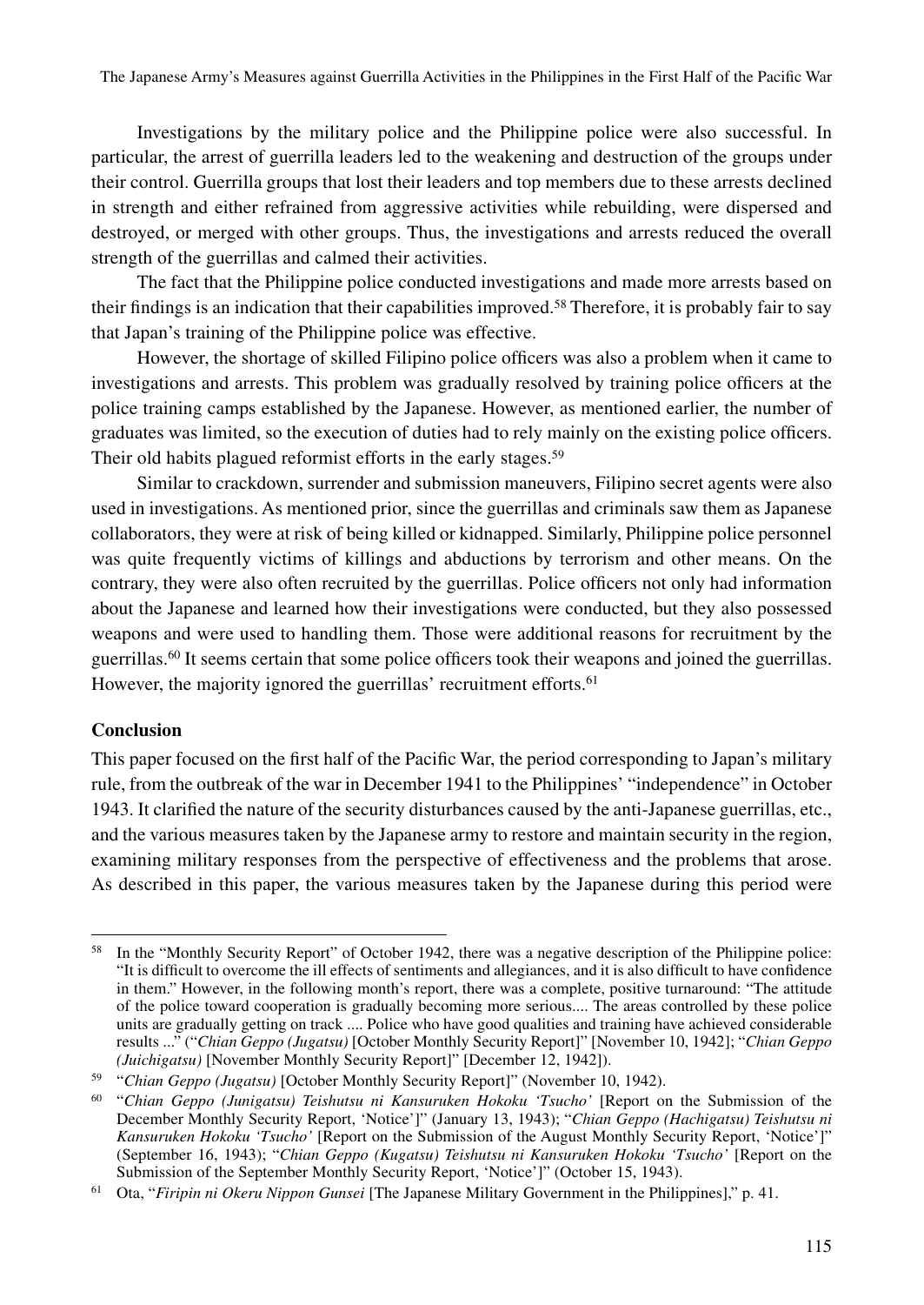Investigations by the military police and the Philippine police were also successful. In particular, the arrest of guerrilla leaders led to the weakening and destruction of the groups under their control. Guerrilla groups that lost their leaders and top members due to these arrests declined in strength and either refrained from aggressive activities while rebuilding, were dispersed and destroyed, or merged with other groups. Thus, the investigations and arrests reduced the overall strength of the guerrillas and calmed their activities.

The fact that the Philippine police conducted investigations and made more arrests based on their findings is an indication that their capabilities improved.[58] Therefore, it is probably fair to say that Japan's training of the Philippine police was effective.

However, the shortage of skilled Filipino police officers was also a problem when it came to investigations and arrests. This problem was gradually resolved by training police officers at the police training camps established by the Japanese. However, as mentioned earlier, the number of graduates was limited, so the execution of duties had to rely mainly on the existing police officers. Their old habits plagued reformist efforts in the early stages.[59]

Similar to crackdown, surrender and submission maneuvers, Filipino secret agents were also used in investigations. As mentioned prior, since the guerrillas and criminals saw them as Japanese collaborators, they were at risk of being killed or kidnapped. Similarly, Philippine police personnel was quite frequently victims of killings and abductions by terrorism and other means. On the contrary, they were also often recruited by the guerrillas. Police officers not only had information about the Japanese and learned how their investigations were conducted, but they also possessed weapons and were used to handling them. Those were additional reasons for recruitment by the guerrillas.[60] It seems certain that some police officers took their weapons and joined the guerrillas. However, the majority ignored the guerrillas' recruitment efforts.[61]

## Conclusion

This paper focused on the first half of the Pacific War, the period corresponding to Japan's military rule, from the outbreak of the war in December 1941 to the Philippines' "independence" in October 1943. It clarified the nature of the security disturbances caused by the anti-Japanese guerrillas, etc., and the various measures taken by the Japanese army to restore and maintain security in the region, examining military responses from the perspective of effectiveness and the problems that arose. As described in this paper, the various measures taken by the Japanese during this period were

---

[58] In the "Monthly Security Report" of October 1942, there was a negative description of the Philippine police: "It is difficult to overcome the ill effects of sentiments and allegiances, and it is also difficult to have confidence in them." However, in the following month's report, there was a complete, positive turnaround: "The attitude of the police toward cooperation is gradually becoming more serious.... The areas controlled by these police units are gradually getting on track .... Police who have good qualities and training have achieved considerable results ..." ("*Chian Geppo (Jugatsu)* [October Monthly Security Report]" [November 10, 1942]; "*Chian Geppo (Juichigatsu)* [November Monthly Security Report]" [December 12, 1942]).

[59] "*Chian Geppo (Jugatsu)* [October Monthly Security Report]" (November 10, 1942).

[60] "*Chian Geppo (Junigatsu) Teishutsu ni Kansuruken Hokoku 'Tsucho'* [Report on the Submission of the December Monthly Security Report, 'Notice']" (January 13, 1943); "*Chian Geppo (Hachigatsu) Teishutsu ni Kansuruken Hokoku 'Tsucho'* [Report on the Submission of the August Monthly Security Report, 'Notice']" (September 16, 1943); "*Chian Geppo (Kugatsu) Teishutsu ni Kansuruken Hokoku 'Tsucho'* [Report on the Submission of the September Monthly Security Report, 'Notice']" (October 15, 1943).

[61] Ota, "*Firipin ni Okeru Nippon Gunsei* [The Japanese Military Government in the Philippines]," p. 41.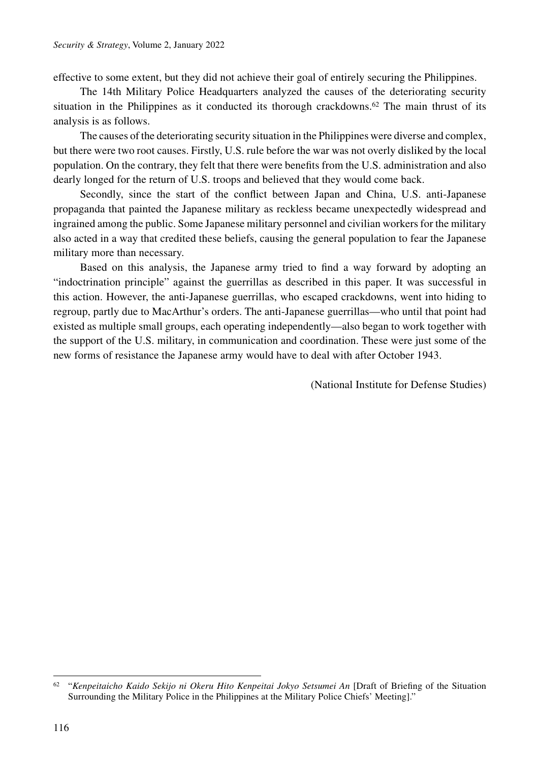effective to some extent, but they did not achieve their goal of entirely securing the Philippines.

The 14th Military Police Headquarters analyzed the causes of the deteriorating security situation in the Philippines as it conducted its thorough crackdowns.[62] The main thrust of its analysis is as follows.

The causes of the deteriorating security situation in the Philippines were diverse and complex, but there were two root causes. Firstly, U.S. rule before the war was not overly disliked by the local population. On the contrary, they felt that there were benefits from the U.S. administration and also dearly longed for the return of U.S. troops and believed that they would come back.

Secondly, since the start of the conflict between Japan and China, U.S. anti-Japanese propaganda that painted the Japanese military as reckless became unexpectedly widespread and ingrained among the public. Some Japanese military personnel and civilian workers for the military also acted in a way that credited these beliefs, causing the general population to fear the Japanese military more than necessary.

Based on this analysis, the Japanese army tried to find a way forward by adopting an "indoctrination principle" against the guerrillas as described in this paper. It was successful in this action. However, the anti-Japanese guerrillas, who escaped crackdowns, went into hiding to regroup, partly due to MacArthur's orders. The anti-Japanese guerrillas—who until that point had existed as multiple small groups, each operating independently—also began to work together with the support of the U.S. military, in communication and coordination. These were just some of the new forms of resistance the Japanese army would have to deal with after October 1943.

(National Institute for Defense Studies)

---

[62] "*Kenpeitaicho Kaido Sekijo ni Okeru Hito Kenpeitai Jokyo Setsumei An* [Draft of Briefing of the Situation Surrounding the Military Police in the Philippines at the Military Police Chiefs' Meeting]."